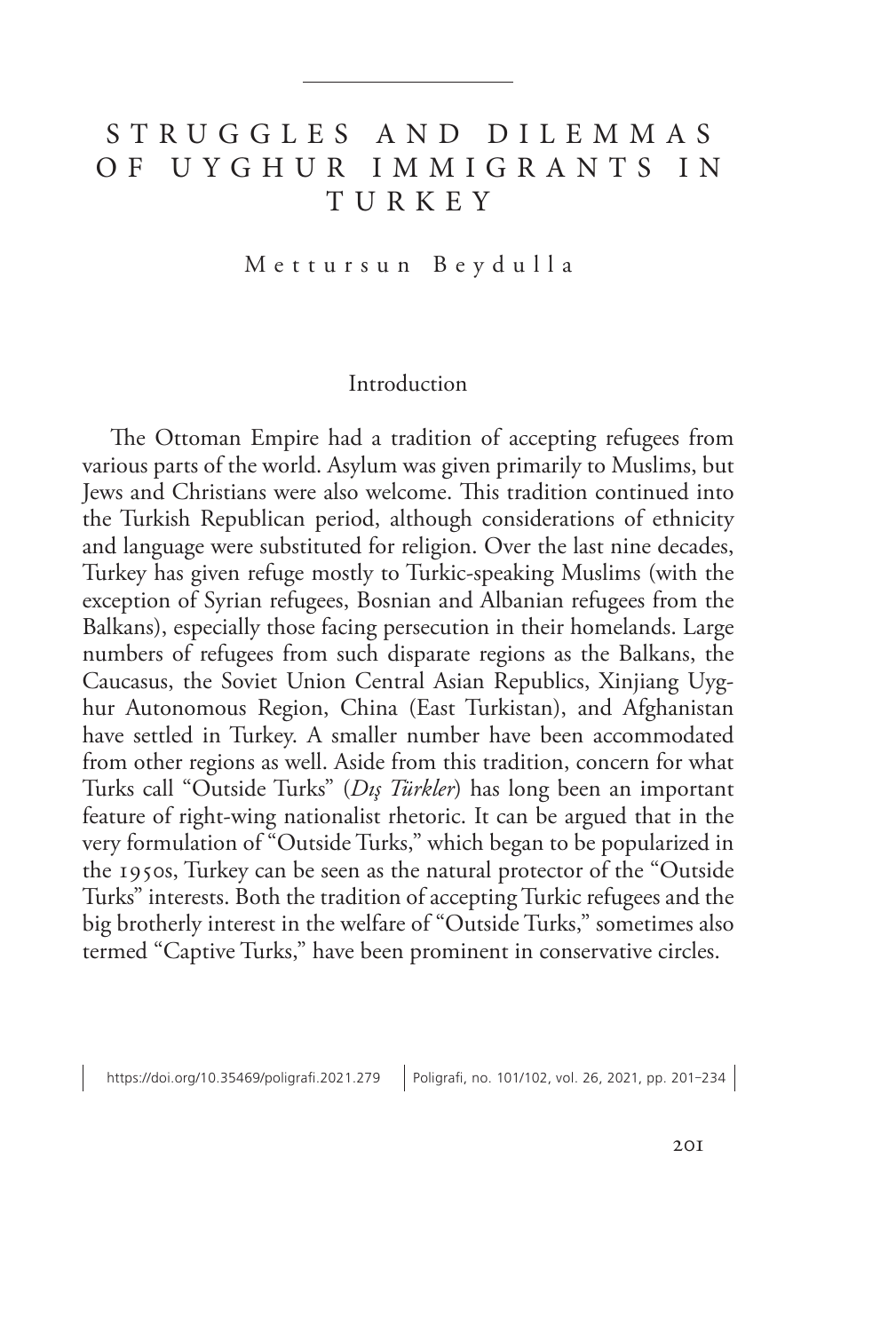# STRUGGLES AND DILEMMAS OF UYGHUR IMMIGRANTS IN TURKEY

Mettursun Beydulla

## Introduction

The Ottoman Empire had a tradition of accepting refugees from various parts of the world. Asylum was given primarily to Muslims, but Jews and Christians were also welcome. This tradition continued into the Turkish Republican period, although considerations of ethnicity and language were substituted for religion. Over the last nine decades, Turkey has given refuge mostly to Turkic-speaking Muslims (with the exception of Syrian refugees, Bosnian and Albanian refugees from the Balkans), especially those facing persecution in their homelands. Large numbers of refugees from such disparate regions as the Balkans, the Caucasus, the Soviet Union Central Asian Republics, Xinjiang Uyghur Autonomous Region, China (East Turkistan), and Afghanistan have settled in Turkey. A smaller number have been accommodated from other regions as well. Aside from this tradition, concern for what Turks call "Outside Turks" (*Dış Türkler*) has long been an important feature of right-wing nationalist rhetoric. It can be argued that in the very formulation of "Outside Turks," which began to be popularized in the 1950s, Turkey can be seen as the natural protector of the "Outside Turks" interests. Both the tradition of accepting Turkic refugees and the big brotherly interest in the welfare of "Outside Turks," sometimes also termed "Captive Turks," have been prominent in conservative circles.

https://doi.org/10.35469/poligrafi.2021.279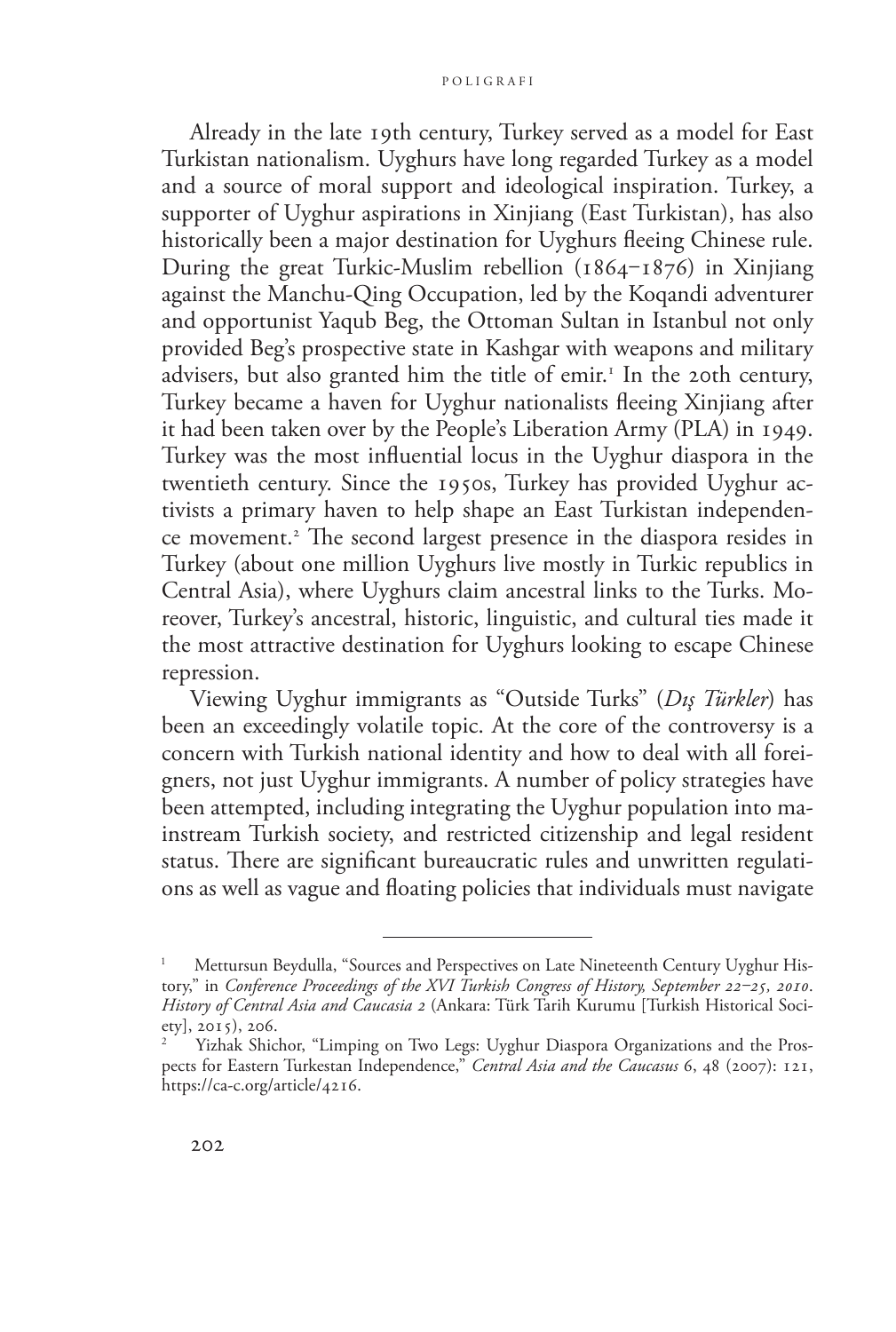Already in the late 19th century, Turkey served as a model for East Turkistan nationalism. Uyghurs have long regarded Turkey as a model and a source of moral support and ideological inspiration. Turkey, a supporter of Uyghur aspirations in Xinjiang (East Turkistan), has also historically been a major destination for Uyghurs fleeing Chinese rule. During the great Turkic-Muslim rebellion (1864–1876) in Xinjiang against the Manchu-Qing Occupation, led by the Koqandi adventurer and opportunist Yaqub Beg, the Ottoman Sultan in Istanbul not only provided Beg's prospective state in Kashgar with weapons and military advisers, but also granted him the title of emir.[1] In the 20th century, Turkey became a haven for Uyghur nationalists fleeing Xinjiang after it had been taken over by the People's Liberation Army (PLA) in 1949. Turkey was the most influential locus in the Uyghur diaspora in the twentieth century. Since the 1950s, Turkey has provided Uyghur activists a primary haven to help shape an East Turkistan independence movement.[2] The second largest presence in the diaspora resides in Turkey (about one million Uyghurs live mostly in Turkic republics in Central Asia), where Uyghurs claim ancestral links to the Turks. Moreover, Turkey's ancestral, historic, linguistic, and cultural ties made it the most attractive destination for Uyghurs looking to escape Chinese repression.

Viewing Uyghur immigrants as "Outside Turks" (*Dış Türkler*) has been an exceedingly volatile topic. At the core of the controversy is a concern with Turkish national identity and how to deal with all foreigners, not just Uyghur immigrants. A number of policy strategies have been attempted, including integrating the Uyghur population into mainstream Turkish society, and restricted citizenship and legal resident status. There are significant bureaucratic rules and unwritten regulations as well as vague and floating policies that individuals must navigate

---

[1] Mettursun Beydulla, "Sources and Perspectives on Late Nineteenth Century Uyghur History," in *Conference Proceedings of the XVI Turkish Congress of History, September 22–25, 2010. History of Central Asia and Caucasia 2* (Ankara: Türk Tarih Kurumu [Turkish Historical Society], 2015), 206.

[2] Yizhak Shichor, "Limping on Two Legs: Uyghur Diaspora Organizations and the Prospects for Eastern Turkestan Independence," *Central Asia and the Caucasus* 6, 48 (2007): 121, https://ca-c.org/article/4216.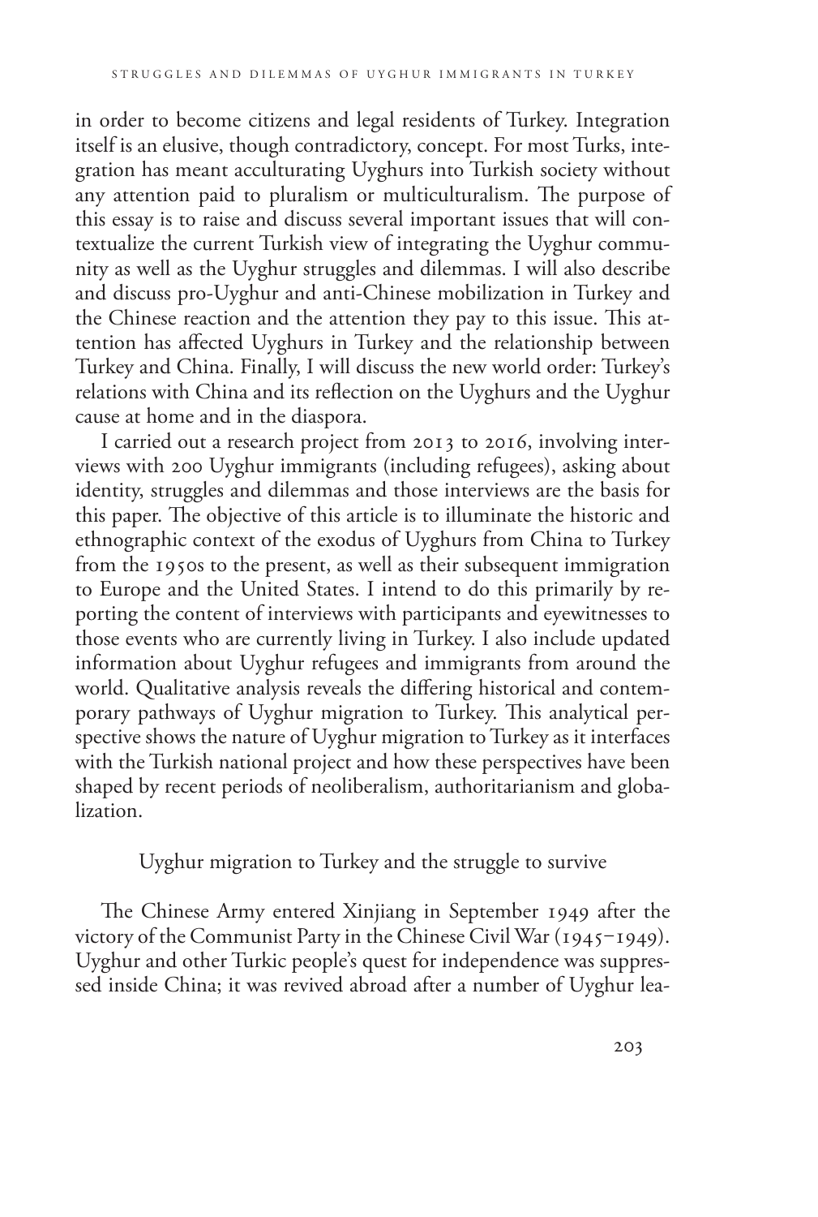in order to become citizens and legal residents of Turkey. Integration itself is an elusive, though contradictory, concept. For most Turks, integration has meant acculturating Uyghurs into Turkish society without any attention paid to pluralism or multiculturalism. The purpose of this essay is to raise and discuss several important issues that will contextualize the current Turkish view of integrating the Uyghur community as well as the Uyghur struggles and dilemmas. I will also describe and discuss pro-Uyghur and anti-Chinese mobilization in Turkey and the Chinese reaction and the attention they pay to this issue. This attention has affected Uyghurs in Turkey and the relationship between Turkey and China. Finally, I will discuss the new world order: Turkey's relations with China and its reflection on the Uyghurs and the Uyghur cause at home and in the diaspora.

I carried out a research project from 2013 to 2016, involving interviews with 200 Uyghur immigrants (including refugees), asking about identity, struggles and dilemmas and those interviews are the basis for this paper. The objective of this article is to illuminate the historic and ethnographic context of the exodus of Uyghurs from China to Turkey from the 1950s to the present, as well as their subsequent immigration to Europe and the United States. I intend to do this primarily by reporting the content of interviews with participants and eyewitnesses to those events who are currently living in Turkey. I also include updated information about Uyghur refugees and immigrants from around the world. Qualitative analysis reveals the differing historical and contemporary pathways of Uyghur migration to Turkey. This analytical perspective shows the nature of Uyghur migration to Turkey as it interfaces with the Turkish national project and how these perspectives have been shaped by recent periods of neoliberalism, authoritarianism and globalization.

## Uyghur migration to Turkey and the struggle to survive

The Chinese Army entered Xinjiang in September 1949 after the victory of the Communist Party in the Chinese Civil War (1945–1949). Uyghur and other Turkic people's quest for independence was suppressed inside China; it was revived abroad after a number of Uyghur lea-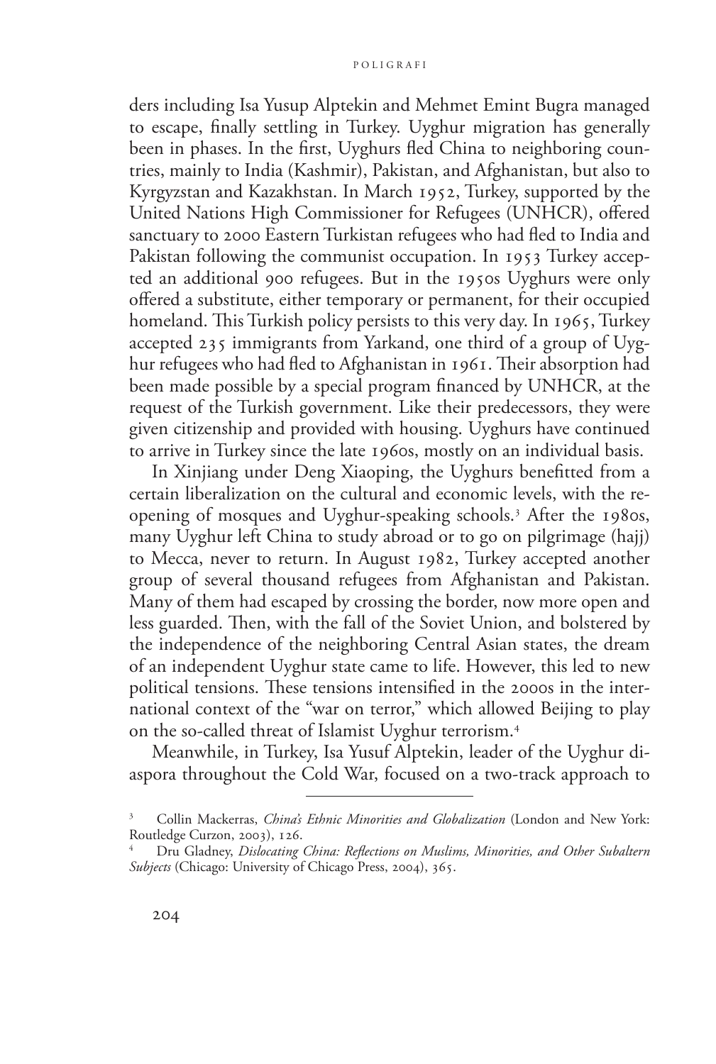ders including Isa Yusup Alptekin and Mehmet Emint Bugra managed to escape, finally settling in Turkey. Uyghur migration has generally been in phases. In the first, Uyghurs fled China to neighboring countries, mainly to India (Kashmir), Pakistan, and Afghanistan, but also to Kyrgyzstan and Kazakhstan. In March 1952, Turkey, supported by the United Nations High Commissioner for Refugees (UNHCR), offered sanctuary to 2000 Eastern Turkistan refugees who had fled to India and Pakistan following the communist occupation. In 1953 Turkey accepted an additional 900 refugees. But in the 1950s Uyghurs were only offered a substitute, either temporary or permanent, for their occupied homeland. This Turkish policy persists to this very day. In 1965, Turkey accepted 235 immigrants from Yarkand, one third of a group of Uyghur refugees who had fled to Afghanistan in 1961. Their absorption had been made possible by a special program financed by UNHCR, at the request of the Turkish government. Like their predecessors, they were given citizenship and provided with housing. Uyghurs have continued to arrive in Turkey since the late 1960s, mostly on an individual basis.

In Xinjiang under Deng Xiaoping, the Uyghurs benefitted from a certain liberalization on the cultural and economic levels, with the reopening of mosques and Uyghur-speaking schools.[3] After the 1980s, many Uyghur left China to study abroad or to go on pilgrimage (hajj) to Mecca, never to return. In August 1982, Turkey accepted another group of several thousand refugees from Afghanistan and Pakistan. Many of them had escaped by crossing the border, now more open and less guarded. Then, with the fall of the Soviet Union, and bolstered by the independence of the neighboring Central Asian states, the dream of an independent Uyghur state came to life. However, this led to new political tensions. These tensions intensified in the 2000s in the international context of the "war on terror," which allowed Beijing to play on the so-called threat of Islamist Uyghur terrorism.[4]

Meanwhile, in Turkey, Isa Yusuf Alptekin, leader of the Uyghur diaspora throughout the Cold War, focused on a two-track approach to

---

[3] Collin Mackerras, *China's Ethnic Minorities and Globalization* (London and New York: Routledge Curzon, 2003), 126.

[4] Dru Gladney, *Dislocating China: Reflections on Muslims, Minorities, and Other Subaltern Subjects* (Chicago: University of Chicago Press, 2004), 365.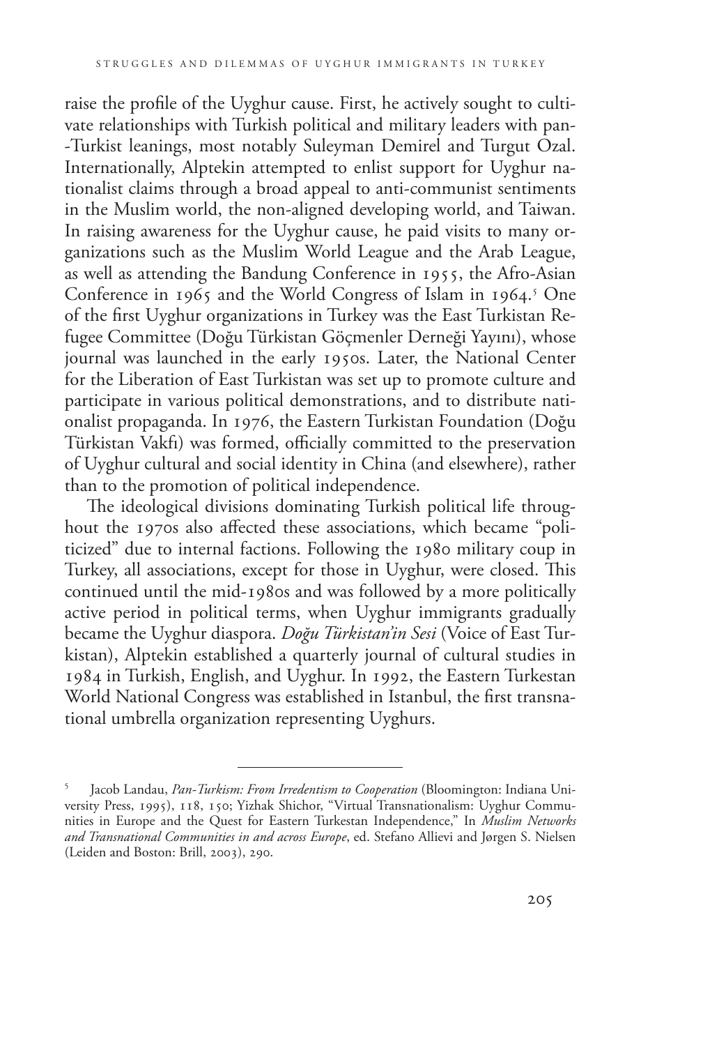raise the profile of the Uyghur cause. First, he actively sought to cultivate relationships with Turkish political and military leaders with pan-Turkist leanings, most notably Suleyman Demirel and Turgut Ozal. Internationally, Alptekin attempted to enlist support for Uyghur nationalist claims through a broad appeal to anti-communist sentiments in the Muslim world, the non-aligned developing world, and Taiwan. In raising awareness for the Uyghur cause, he paid visits to many organizations such as the Muslim World League and the Arab League, as well as attending the Bandung Conference in 1955, the Afro-Asian Conference in 1965 and the World Congress of Islam in 1964.[5] One of the first Uyghur organizations in Turkey was the East Turkistan Refugee Committee (Doğu Türkistan Göçmenler Derneği Yayını), whose journal was launched in the early 1950s. Later, the National Center for the Liberation of East Turkistan was set up to promote culture and participate in various political demonstrations, and to distribute nationalist propaganda. In 1976, the Eastern Turkistan Foundation (Doğu Türkistan Vakfı) was formed, officially committed to the preservation of Uyghur cultural and social identity in China (and elsewhere), rather than to the promotion of political independence.

The ideological divisions dominating Turkish political life throughout the 1970s also affected these associations, which became "politicized" due to internal factions. Following the 1980 military coup in Turkey, all associations, except for those in Uyghur, were closed. This continued until the mid-1980s and was followed by a more politically active period in political terms, when Uyghur immigrants gradually became the Uyghur diaspora. *Doğu Türkistan'in Sesi* (Voice of East Turkistan), Alptekin established a quarterly journal of cultural studies in 1984 in Turkish, English, and Uyghur. In 1992, the Eastern Turkestan World National Congress was established in Istanbul, the first transnational umbrella organization representing Uyghurs.

---

[5] Jacob Landau, *Pan-Turkism: From Irredentism to Cooperation* (Bloomington: Indiana University Press, 1995), 118, 150; Yizhak Shichor, "Virtual Transnationalism: Uyghur Communities in Europe and the Quest for Eastern Turkestan Independence," In *Muslim Networks and Transnational Communities in and across Europe*, ed. Stefano Allievi and Jørgen S. Nielsen (Leiden and Boston: Brill, 2003), 290.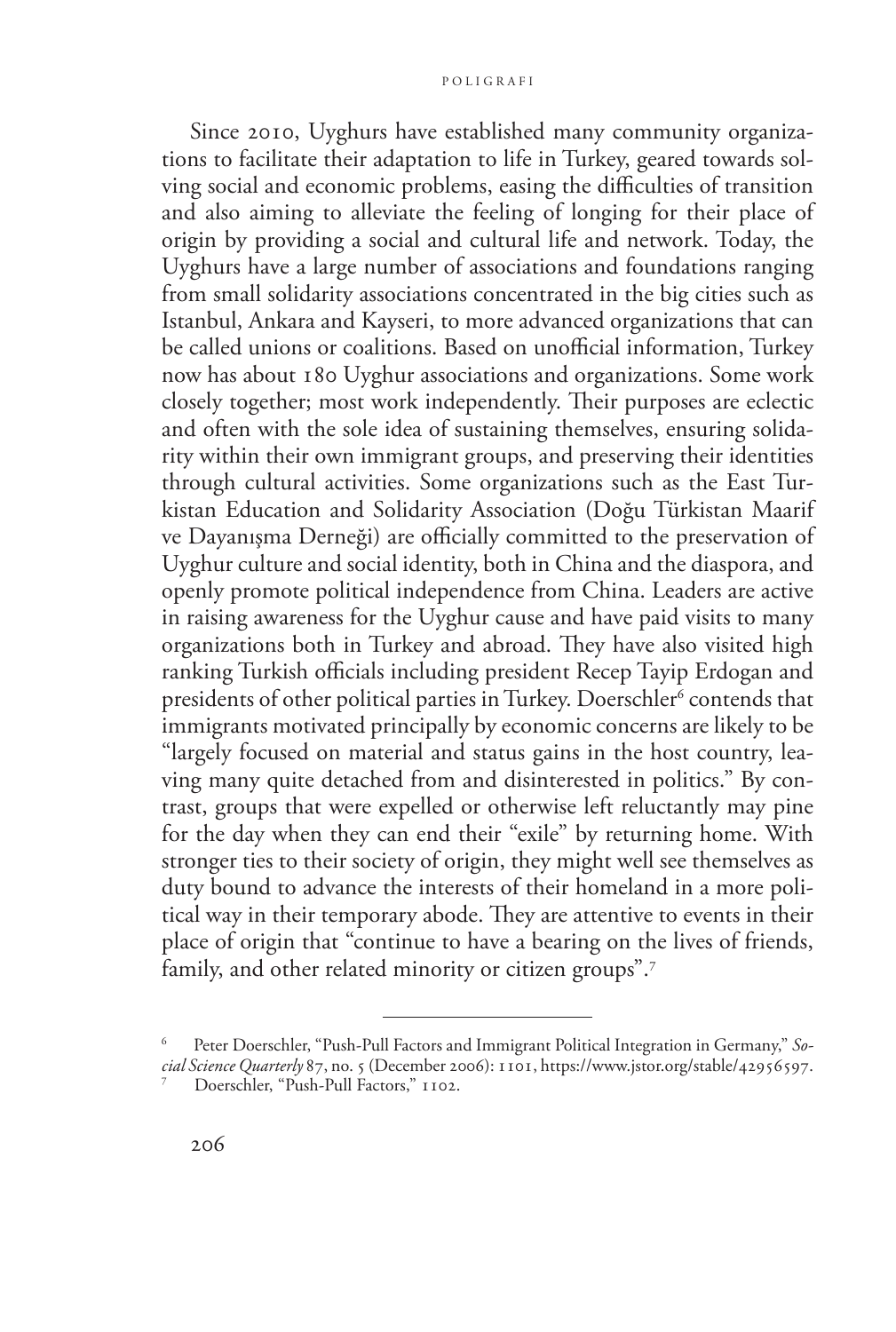Since 2010, Uyghurs have established many community organizations to facilitate their adaptation to life in Turkey, geared towards solving social and economic problems, easing the difficulties of transition and also aiming to alleviate the feeling of longing for their place of origin by providing a social and cultural life and network. Today, the Uyghurs have a large number of associations and foundations ranging from small solidarity associations concentrated in the big cities such as Istanbul, Ankara and Kayseri, to more advanced organizations that can be called unions or coalitions. Based on unofficial information, Turkey now has about 180 Uyghur associations and organizations. Some work closely together; most work independently. Their purposes are eclectic and often with the sole idea of sustaining themselves, ensuring solidarity within their own immigrant groups, and preserving their identities through cultural activities. Some organizations such as the East Turkistan Education and Solidarity Association (Doğu Türkistan Maarif ve Dayanışma Derneği) are officially committed to the preservation of Uyghur culture and social identity, both in China and the diaspora, and openly promote political independence from China. Leaders are active in raising awareness for the Uyghur cause and have paid visits to many organizations both in Turkey and abroad. They have also visited high ranking Turkish officials including president Recep Tayip Erdogan and presidents of other political parties in Turkey. Doerschler[6] contends that immigrants motivated principally by economic concerns are likely to be "largely focused on material and status gains in the host country, leaving many quite detached from and disinterested in politics." By contrast, groups that were expelled or otherwise left reluctantly may pine for the day when they can end their "exile" by returning home. With stronger ties to their society of origin, they might well see themselves as duty bound to advance the interests of their homeland in a more political way in their temporary abode. They are attentive to events in their place of origin that "continue to have a bearing on the lives of friends, family, and other related minority or citizen groups".[7]

---

[6] Peter Doerschler, "Push-Pull Factors and Immigrant Political Integration in Germany," *Social Science Quarterly* 87, no. 5 (December 2006): 1101, https://www.jstor.org/stable/42956597.

[7] Doerschler, "Push-Pull Factors," 1102.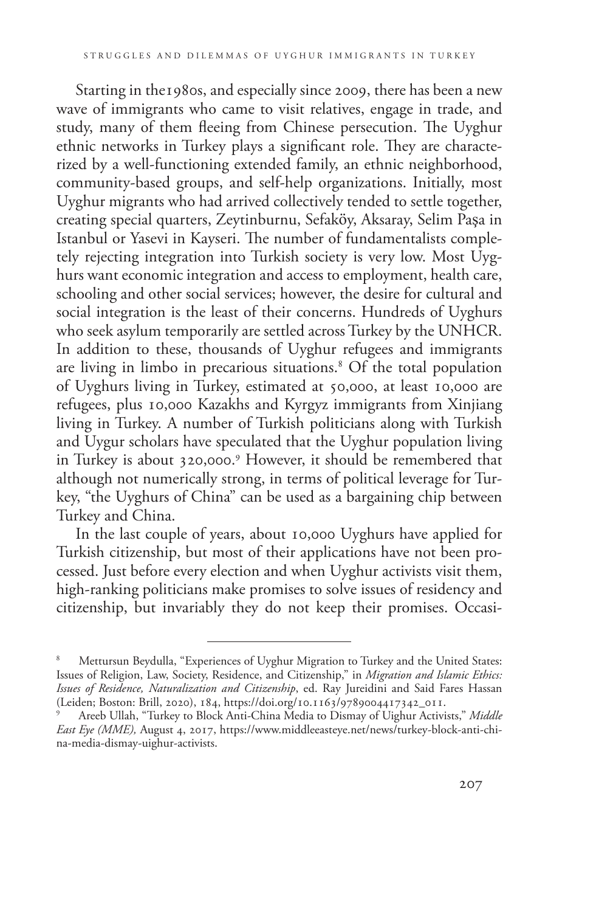Starting in the1980s, and especially since 2009, there has been a new wave of immigrants who came to visit relatives, engage in trade, and study, many of them fleeing from Chinese persecution. The Uyghur ethnic networks in Turkey plays a significant role. They are characterized by a well-functioning extended family, an ethnic neighborhood, community-based groups, and self-help organizations. Initially, most Uyghur migrants who had arrived collectively tended to settle together, creating special quarters, Zeytinburnu, Sefaköy, Aksaray, Selim Paşa in Istanbul or Yasevi in Kayseri. The number of fundamentalists completely rejecting integration into Turkish society is very low. Most Uyghurs want economic integration and access to employment, health care, schooling and other social services; however, the desire for cultural and social integration is the least of their concerns. Hundreds of Uyghurs who seek asylum temporarily are settled across Turkey by the UNHCR. In addition to these, thousands of Uyghur refugees and immigrants are living in limbo in precarious situations.[8] Of the total population of Uyghurs living in Turkey, estimated at 50,000, at least 10,000 are refugees, plus 10,000 Kazakhs and Kyrgyz immigrants from Xinjiang living in Turkey. A number of Turkish politicians along with Turkish and Uygur scholars have speculated that the Uyghur population living in Turkey is about 320,000.[9] However, it should be remembered that although not numerically strong, in terms of political leverage for Turkey, "the Uyghurs of China" can be used as a bargaining chip between Turkey and China.

In the last couple of years, about 10,000 Uyghurs have applied for Turkish citizenship, but most of their applications have not been processed. Just before every election and when Uyghur activists visit them, high-ranking politicians make promises to solve issues of residency and citizenship, but invariably they do not keep their promises. Occasi-

---

[8] Mettursun Beydulla, "Experiences of Uyghur Migration to Turkey and the United States: Issues of Religion, Law, Society, Residence, and Citizenship," in *Migration and Islamic Ethics: Issues of Residence, Naturalization and Citizenship*, ed. Ray Jureidini and Said Fares Hassan (Leiden; Boston: Brill, 2020), 184, https://doi.org/10.1163/9789004417342_011.

[9] Areeb Ullah, "Turkey to Block Anti-China Media to Dismay of Uighur Activists," *Middle East Eye (MME),* August 4, 2017, https://www.middleeasteye.net/news/turkey-block-anti-china-media-dismay-uighur-activists.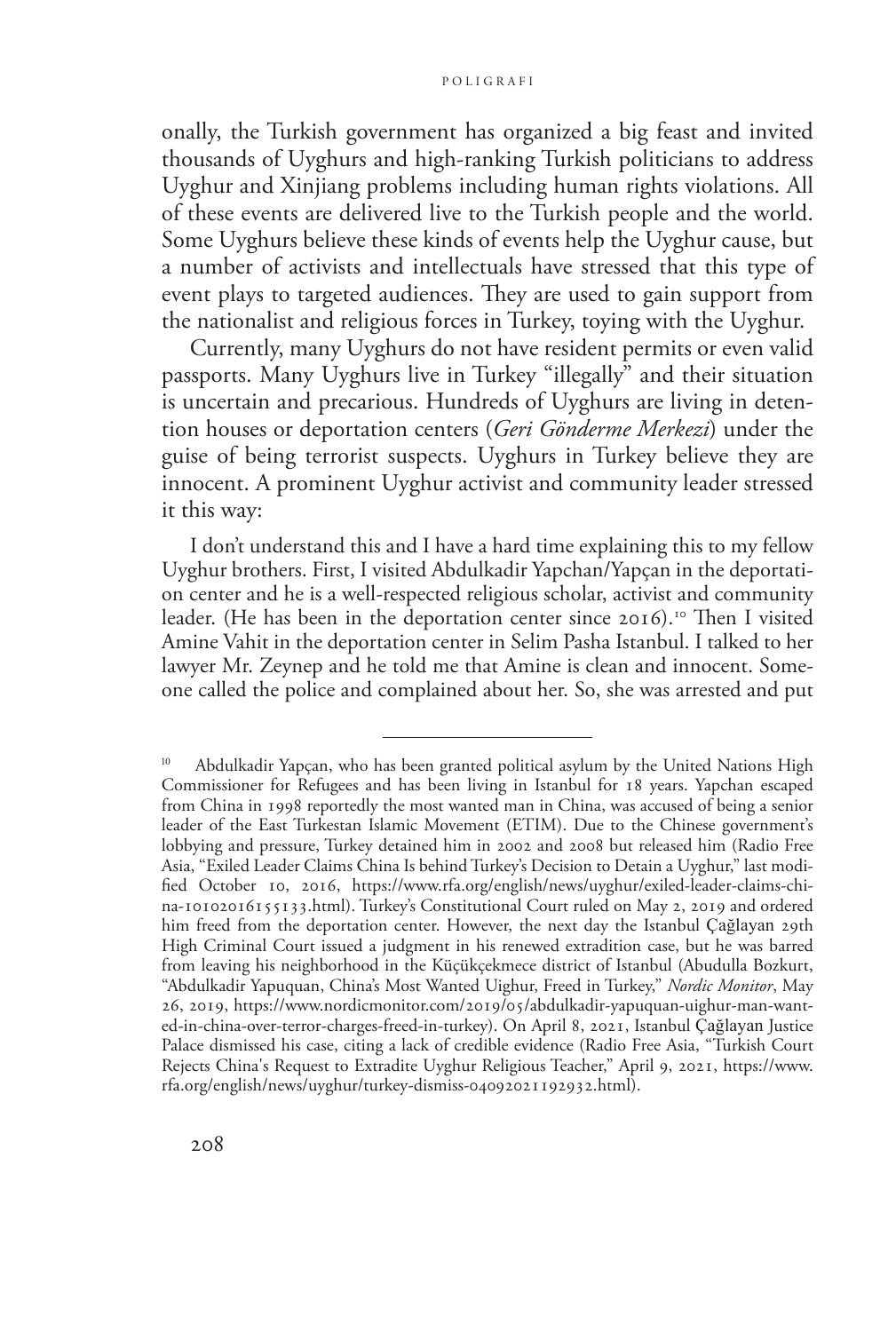onally, the Turkish government has organized a big feast and invited thousands of Uyghurs and high-ranking Turkish politicians to address Uyghur and Xinjiang problems including human rights violations. All of these events are delivered live to the Turkish people and the world. Some Uyghurs believe these kinds of events help the Uyghur cause, but a number of activists and intellectuals have stressed that this type of event plays to targeted audiences. They are used to gain support from the nationalist and religious forces in Turkey, toying with the Uyghur.

Currently, many Uyghurs do not have resident permits or even valid passports. Many Uyghurs live in Turkey "illegally" and their situation is uncertain and precarious. Hundreds of Uyghurs are living in detention houses or deportation centers (*Geri Gönderme Merkezi*) under the guise of being terrorist suspects. Uyghurs in Turkey believe they are innocent. A prominent Uyghur activist and community leader stressed it this way:

> I don't understand this and I have a hard time explaining this to my fellow Uyghur brothers. First, I visited Abdulkadir Yapchan/Yapçan in the deportation center and he is a well-respected religious scholar, activist and community leader. (He has been in the deportation center since 2016).[10] Then I visited Amine Vahit in the deportation center in Selim Pasha Istanbul. I talked to her lawyer Mr. Zeynep and he told me that Amine is clean and innocent. Someone called the police and complained about her. So, she was arrested and put

---

[10] Abdulkadir Yapçan, who has been granted political asylum by the United Nations High Commissioner for Refugees and has been living in Istanbul for 18 years. Yapchan escaped from China in 1998 reportedly the most wanted man in China, was accused of being a senior leader of the East Turkestan Islamic Movement (ETIM). Due to the Chinese government's lobbying and pressure, Turkey detained him in 2002 and 2008 but released him (Radio Free Asia, "Exiled Leader Claims China Is behind Turkey's Decision to Detain a Uyghur," last modified October 10, 2016, https://www.rfa.org/english/news/uyghur/exiled-leader-claims-china-10102016155133.html). Turkey's Constitutional Court ruled on May 2, 2019 and ordered him freed from the deportation center. However, the next day the Istanbul Çağlayan 29th High Criminal Court issued a judgment in his renewed extradition case, but he was barred from leaving his neighborhood in the Küçükçekmece district of Istanbul (Abudulla Bozkurt, "Abdulkadir Yapuquan, China's Most Wanted Uighur, Freed in Turkey," *Nordic Monitor*, May 26, 2019, https://www.nordicmonitor.com/2019/05/abdulkadir-yapuquan-uighur-man-wanted-in-china-over-terror-charges-freed-in-turkey). On April 8, 2021, Istanbul Çağlayan Justice Palace dismissed his case, citing a lack of credible evidence (Radio Free Asia, "Turkish Court Rejects China's Request to Extradite Uyghur Religious Teacher," April 9, 2021, https://www.rfa.org/english/news/uyghur/turkey-dismiss-04092021192932.html).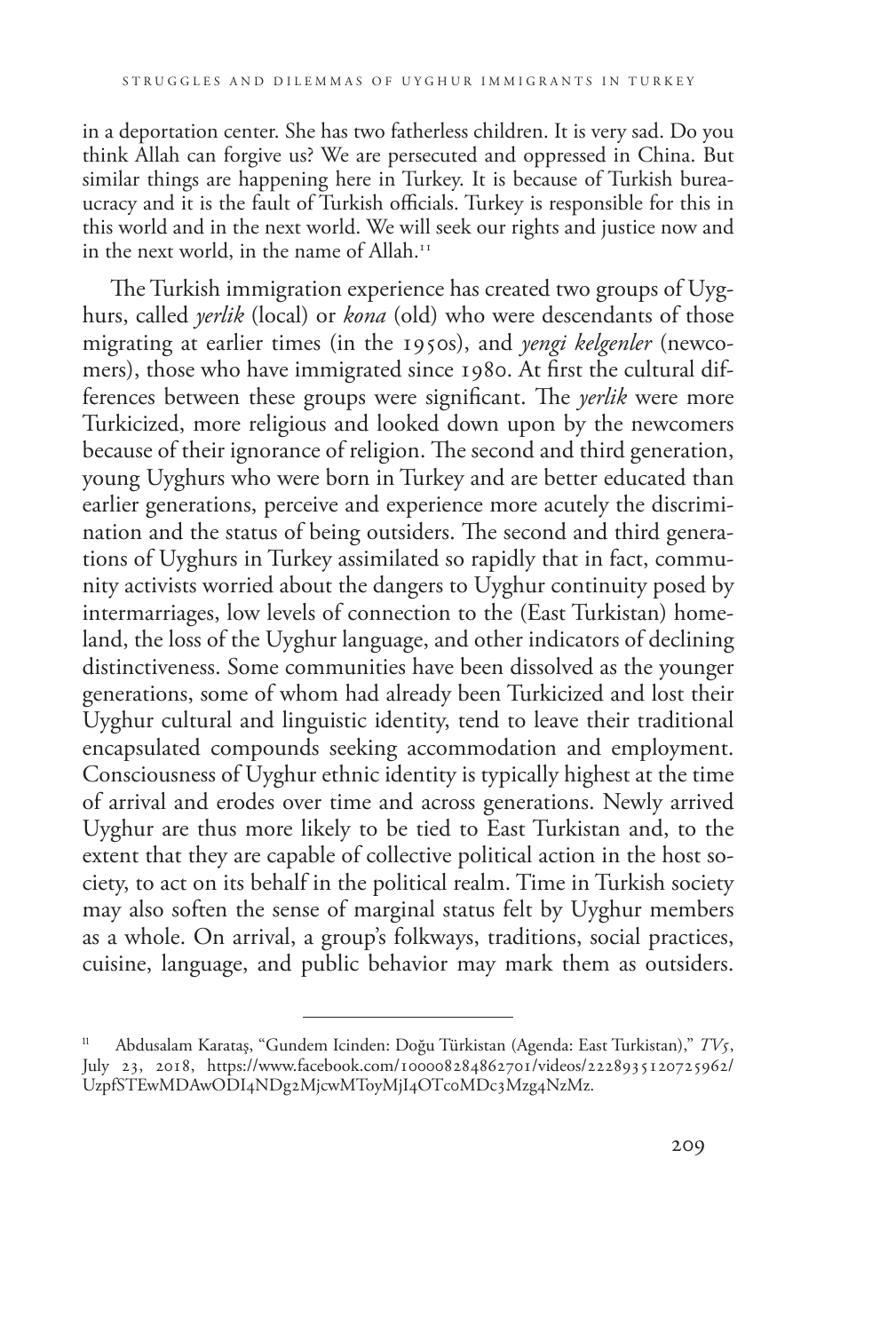in a deportation center. She has two fatherless children. It is very sad. Do you think Allah can forgive us? We are persecuted and oppressed in China. But similar things are happening here in Turkey. It is because of Turkish bureaucracy and it is the fault of Turkish officials. Turkey is responsible for this in this world and in the next world. We will seek our rights and justice now and in the next world, in the name of Allah.[11]

The Turkish immigration experience has created two groups of Uyghurs, called *yerlik* (local) or *kona* (old) who were descendants of those migrating at earlier times (in the 1950s), and *yengi kelgenler* (newcomers), those who have immigrated since 1980. At first the cultural differences between these groups were significant. The *yerlik* were more Turkicized, more religious and looked down upon by the newcomers because of their ignorance of religion. The second and third generation, young Uyghurs who were born in Turkey and are better educated than earlier generations, perceive and experience more acutely the discrimination and the status of being outsiders. The second and third generations of Uyghurs in Turkey assimilated so rapidly that in fact, community activists worried about the dangers to Uyghur continuity posed by intermarriages, low levels of connection to the (East Turkistan) homeland, the loss of the Uyghur language, and other indicators of declining distinctiveness. Some communities have been dissolved as the younger generations, some of whom had already been Turkicized and lost their Uyghur cultural and linguistic identity, tend to leave their traditional encapsulated compounds seeking accommodation and employment. Consciousness of Uyghur ethnic identity is typically highest at the time of arrival and erodes over time and across generations. Newly arrived Uyghur are thus more likely to be tied to East Turkistan and, to the extent that they are capable of collective political action in the host society, to act on its behalf in the political realm. Time in Turkish society may also soften the sense of marginal status felt by Uyghur members as a whole. On arrival, a group's folkways, traditions, social practices, cuisine, language, and public behavior may mark them as outsiders.

---

[11] Abdusalam Karataş, "Gundem Icinden: Doğu Türkistan (Agenda: East Turkistan)," *TV5*, July 23, 2018, https://www.facebook.com/100008284862701/videos/2228935120725962/UzpfSTEwMDAwODI4NDg2MjcwMToyMjI4OTc0MDc3Mzg4NzMz.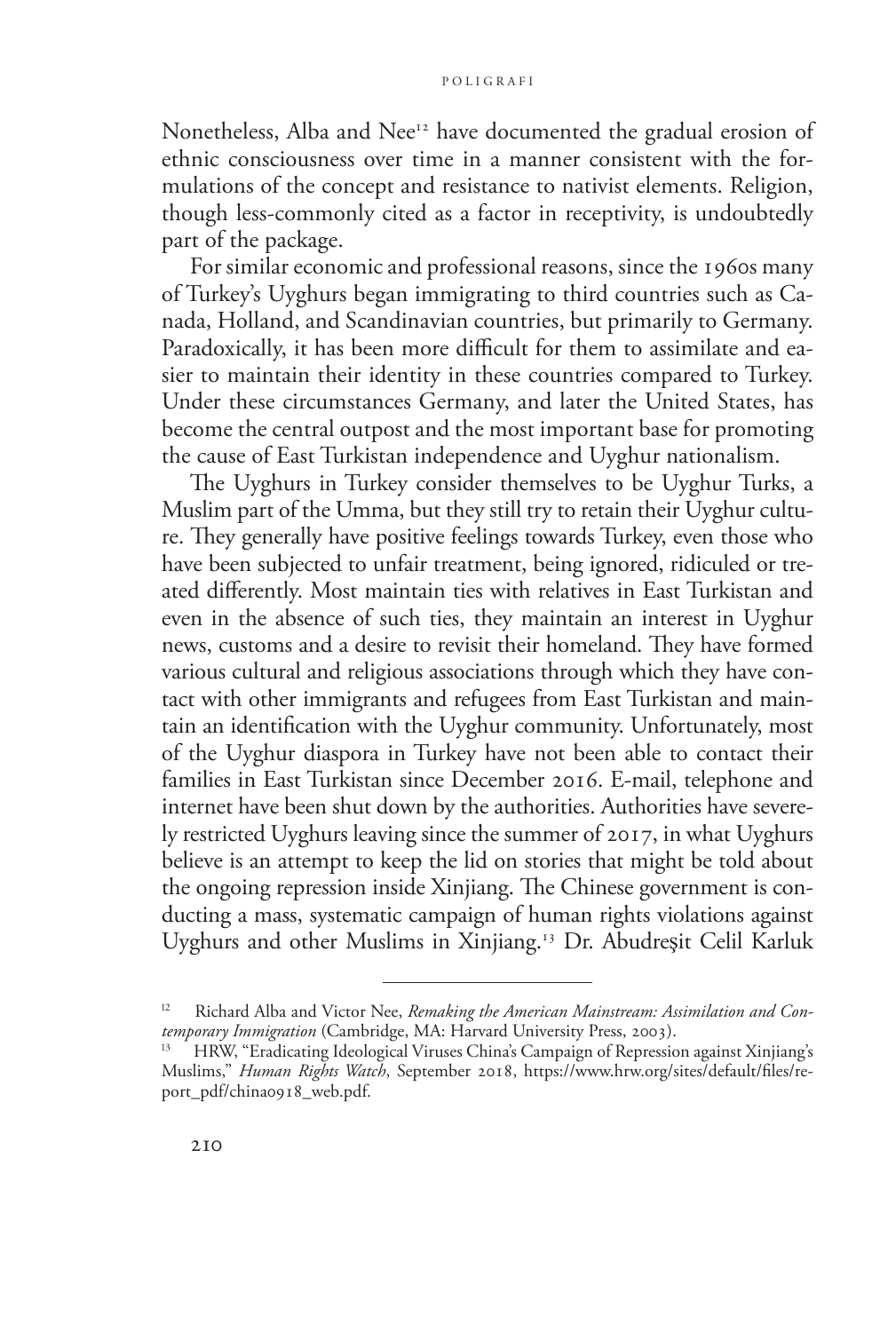Nonetheless, Alba and Nee[12] have documented the gradual erosion of ethnic consciousness over time in a manner consistent with the formulations of the concept and resistance to nativist elements. Religion, though less-commonly cited as a factor in receptivity, is undoubtedly part of the package.

For similar economic and professional reasons, since the 1960s many of Turkey's Uyghurs began immigrating to third countries such as Canada, Holland, and Scandinavian countries, but primarily to Germany. Paradoxically, it has been more difficult for them to assimilate and easier to maintain their identity in these countries compared to Turkey. Under these circumstances Germany, and later the United States, has become the central outpost and the most important base for promoting the cause of East Turkistan independence and Uyghur nationalism.

The Uyghurs in Turkey consider themselves to be Uyghur Turks, a Muslim part of the Umma, but they still try to retain their Uyghur culture. They generally have positive feelings towards Turkey, even those who have been subjected to unfair treatment, being ignored, ridiculed or treated differently. Most maintain ties with relatives in East Turkistan and even in the absence of such ties, they maintain an interest in Uyghur news, customs and a desire to revisit their homeland. They have formed various cultural and religious associations through which they have contact with other immigrants and refugees from East Turkistan and maintain an identification with the Uyghur community. Unfortunately, most of the Uyghur diaspora in Turkey have not been able to contact their families in East Turkistan since December 2016. E-mail, telephone and internet have been shut down by the authorities. Authorities have severely restricted Uyghurs leaving since the summer of 2017, in what Uyghurs believe is an attempt to keep the lid on stories that might be told about the ongoing repression inside Xinjiang. The Chinese government is conducting a mass, systematic campaign of human rights violations against Uyghurs and other Muslims in Xinjiang.[13] Dr. Abudreşit Celil Karluk

---

[12] Richard Alba and Victor Nee, *Remaking the American Mainstream: Assimilation and Contemporary Immigration* (Cambridge, MA: Harvard University Press, 2003).

[13] HRW, "Eradicating Ideological Viruses China's Campaign of Repression against Xinjiang's Muslims," *Human Rights Watch*, September 2018, https://www.hrw.org/sites/default/files/report_pdf/china0918_web.pdf.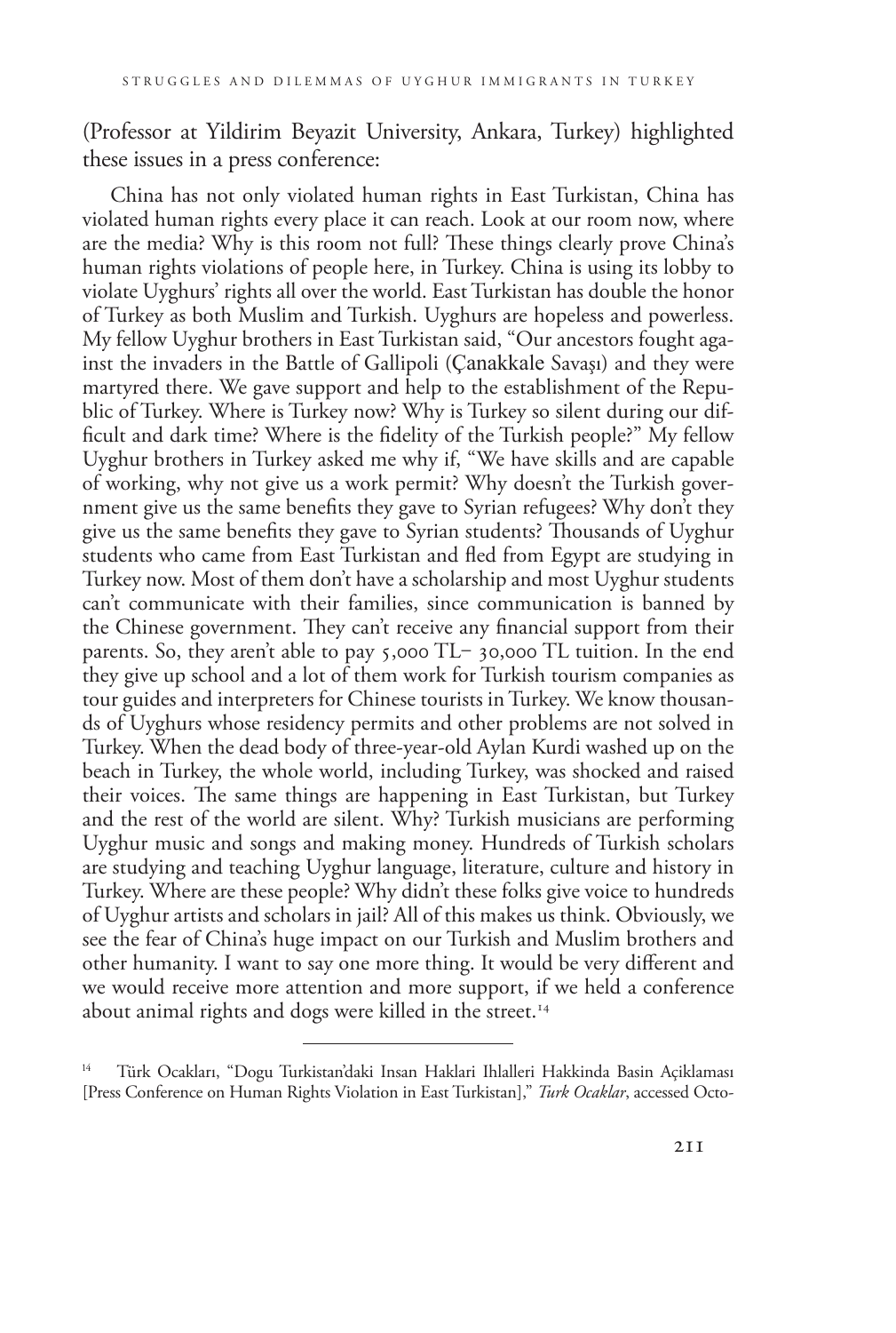(Professor at Yildirim Beyazit University, Ankara, Turkey) highlighted these issues in a press conference:

> China has not only violated human rights in East Turkistan, China has violated human rights every place it can reach. Look at our room now, where are the media? Why is this room not full? These things clearly prove China's human rights violations of people here, in Turkey. China is using its lobby to violate Uyghurs' rights all over the world. East Turkistan has double the honor of Turkey as both Muslim and Turkish. Uyghurs are hopeless and powerless. My fellow Uyghur brothers in East Turkistan said, "Our ancestors fought against the invaders in the Battle of Gallipoli (Çanakkale Savaşı) and they were martyred there. We gave support and help to the establishment of the Republic of Turkey. Where is Turkey now? Why is Turkey so silent during our difficult and dark time? Where is the fidelity of the Turkish people?" My fellow Uyghur brothers in Turkey asked me why if, "We have skills and are capable of working, why not give us a work permit? Why doesn't the Turkish government give us the same benefits they gave to Syrian refugees? Why don't they give us the same benefits they gave to Syrian students? Thousands of Uyghur students who came from East Turkistan and fled from Egypt are studying in Turkey now. Most of them don't have a scholarship and most Uyghur students can't communicate with their families, since communication is banned by the Chinese government. They can't receive any financial support from their parents. So, they aren't able to pay 5,000 TL– 30,000 TL tuition. In the end they give up school and a lot of them work for Turkish tourism companies as tour guides and interpreters for Chinese tourists in Turkey. We know thousands of Uyghurs whose residency permits and other problems are not solved in Turkey. When the dead body of three-year-old Aylan Kurdi washed up on the beach in Turkey, the whole world, including Turkey, was shocked and raised their voices. The same things are happening in East Turkistan, but Turkey and the rest of the world are silent. Why? Turkish musicians are performing Uyghur music and songs and making money. Hundreds of Turkish scholars are studying and teaching Uyghur language, literature, culture and history in Turkey. Where are these people? Why didn't these folks give voice to hundreds of Uyghur artists and scholars in jail? All of this makes us think. Obviously, we see the fear of China's huge impact on our Turkish and Muslim brothers and other humanity. I want to say one more thing. It would be very different and we would receive more attention and more support, if we held a conference about animal rights and dogs were killed in the street.[14]

---

[14] Türk Ocakları, "Dogu Turkistan'daki Insan Haklari Ihlalleri Hakkinda Basin Açiklamasi [Press Conference on Human Rights Violation in East Turkistan]," *Turk Ocaklar*, accessed Octo-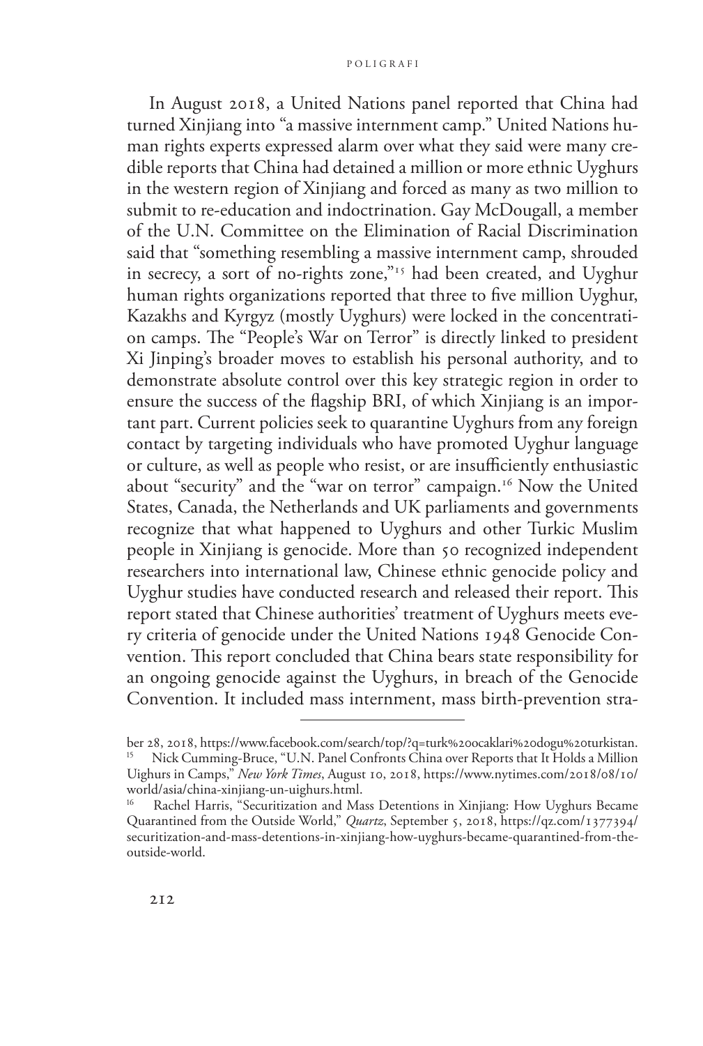In August 2018, a United Nations panel reported that China had turned Xinjiang into "a massive internment camp." United Nations human rights experts expressed alarm over what they said were many credible reports that China had detained a million or more ethnic Uyghurs in the western region of Xinjiang and forced as many as two million to submit to re-education and indoctrination. Gay McDougall, a member of the U.N. Committee on the Elimination of Racial Discrimination said that "something resembling a massive internment camp, shrouded in secrecy, a sort of no-rights zone,"[15] had been created, and Uyghur human rights organizations reported that three to five million Uyghur, Kazakhs and Kyrgyz (mostly Uyghurs) were locked in the concentration camps. The "People's War on Terror" is directly linked to president Xi Jinping's broader moves to establish his personal authority, and to demonstrate absolute control over this key strategic region in order to ensure the success of the flagship BRI, of which Xinjiang is an important part. Current policies seek to quarantine Uyghurs from any foreign contact by targeting individuals who have promoted Uyghur language or culture, as well as people who resist, or are insufficiently enthusiastic about "security" and the "war on terror" campaign.[16] Now the United States, Canada, the Netherlands and UK parliaments and governments recognize that what happened to Uyghurs and other Turkic Muslim people in Xinjiang is genocide. More than 50 recognized independent researchers into international law, Chinese ethnic genocide policy and Uyghur studies have conducted research and released their report. This report stated that Chinese authorities' treatment of Uyghurs meets every criteria of genocide under the United Nations 1948 Genocide Convention. This report concluded that China bears state responsibility for an ongoing genocide against the Uyghurs, in breach of the Genocide Convention. It included mass internment, mass birth-prevention stra-

---

ber 28, 2018, https://www.facebook.com/search/top/?q=turk%20caklari%20dogu%20turkistan.

[15] Nick Cumming-Bruce, "U.N. Panel Confronts China over Reports that It Holds a Million Uighurs in Camps," *New York Times*, August 10, 2018, https://www.nytimes.com/2018/08/10/world/asia/china-xinjiang-un-uighurs.html.

[16] Rachel Harris, "Securitization and Mass Detentions in Xinjiang: How Uyghurs Became Quarantined from the Outside World," *Quartz*, September 5, 2018, https://qz.com/1377394/securitization-and-mass-detentions-in-xinjiang-how-uyghurs-became-quarantined-from-the-outside-world.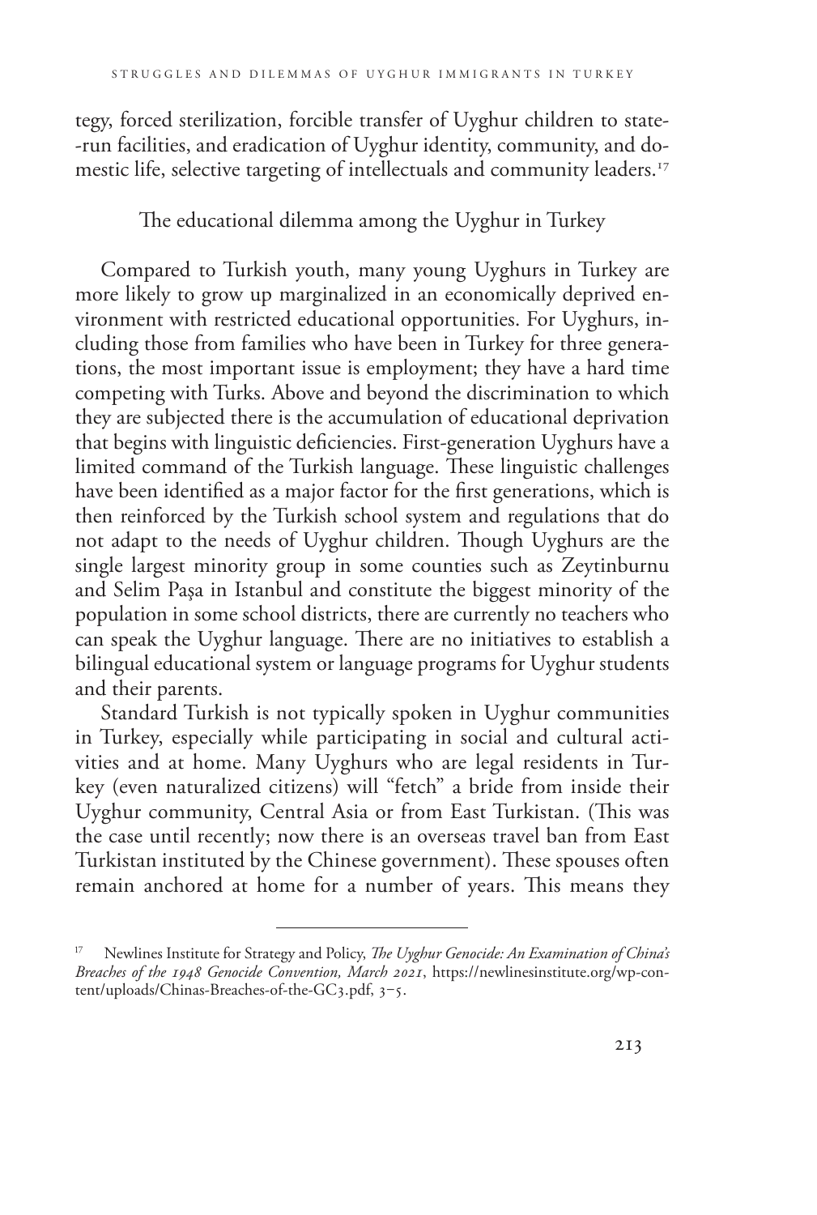tegy, forced sterilization, forcible transfer of Uyghur children to state-run facilities, and eradication of Uyghur identity, community, and domestic life, selective targeting of intellectuals and community leaders.[17]

## The educational dilemma among the Uyghur in Turkey

Compared to Turkish youth, many young Uyghurs in Turkey are more likely to grow up marginalized in an economically deprived environment with restricted educational opportunities. For Uyghurs, including those from families who have been in Turkey for three generations, the most important issue is employment; they have a hard time competing with Turks. Above and beyond the discrimination to which they are subjected there is the accumulation of educational deprivation that begins with linguistic deficiencies. First-generation Uyghurs have a limited command of the Turkish language. These linguistic challenges have been identified as a major factor for the first generations, which is then reinforced by the Turkish school system and regulations that do not adapt to the needs of Uyghur children. Though Uyghurs are the single largest minority group in some counties such as Zeytinburnu and Selim Paşa in Istanbul and constitute the biggest minority of the population in some school districts, there are currently no teachers who can speak the Uyghur language. There are no initiatives to establish a bilingual educational system or language programs for Uyghur students and their parents.

Standard Turkish is not typically spoken in Uyghur communities in Turkey, especially while participating in social and cultural activities and at home. Many Uyghurs who are legal residents in Turkey (even naturalized citizens) will "fetch" a bride from inside their Uyghur community, Central Asia or from East Turkistan. (This was the case until recently; now there is an overseas travel ban from East Turkistan instituted by the Chinese government). These spouses often remain anchored at home for a number of years. This means they

[17] Newlines Institute for Strategy and Policy, *The Uyghur Genocide: An Examination of China's Breaches of the 1948 Genocide Convention, March 2021*, https://newlinesinstitute.org/wp-content/uploads/Chinas-Breaches-of-the-GC3.pdf, 3–5.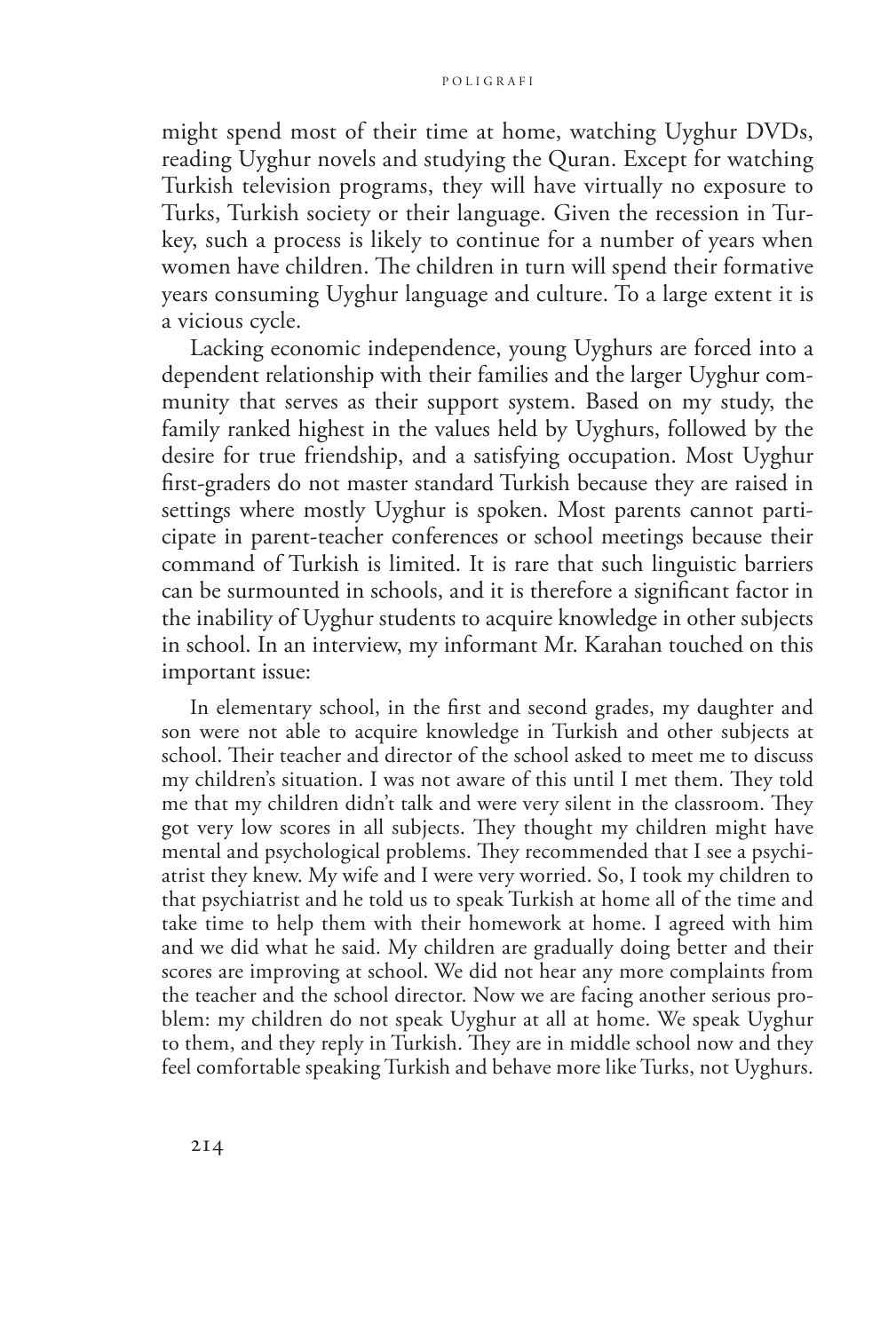might spend most of their time at home, watching Uyghur DVDs, reading Uyghur novels and studying the Quran. Except for watching Turkish television programs, they will have virtually no exposure to Turks, Turkish society or their language. Given the recession in Turkey, such a process is likely to continue for a number of years when women have children. The children in turn will spend their formative years consuming Uyghur language and culture. To a large extent it is a vicious cycle.

Lacking economic independence, young Uyghurs are forced into a dependent relationship with their families and the larger Uyghur community that serves as their support system. Based on my study, the family ranked highest in the values held by Uyghurs, followed by the desire for true friendship, and a satisfying occupation. Most Uyghur first-graders do not master standard Turkish because they are raised in settings where mostly Uyghur is spoken. Most parents cannot participate in parent-teacher conferences or school meetings because their command of Turkish is limited. It is rare that such linguistic barriers can be surmounted in schools, and it is therefore a significant factor in the inability of Uyghur students to acquire knowledge in other subjects in school. In an interview, my informant Mr. Karahan touched on this important issue:

> In elementary school, in the first and second grades, my daughter and son were not able to acquire knowledge in Turkish and other subjects at school. Their teacher and director of the school asked to meet me to discuss my children's situation. I was not aware of this until I met them. They told me that my children didn't talk and were very silent in the classroom. They got very low scores in all subjects. They thought my children might have mental and psychological problems. They recommended that I see a psychiatrist they knew. My wife and I were very worried. So, I took my children to that psychiatrist and he told us to speak Turkish at home all of the time and take time to help them with their homework at home. I agreed with him and we did what he said. My children are gradually doing better and their scores are improving at school. We did not hear any more complaints from the teacher and the school director. Now we are facing another serious problem: my children do not speak Uyghur at all at home. We speak Uyghur to them, and they reply in Turkish. They are in middle school now and they feel comfortable speaking Turkish and behave more like Turks, not Uyghurs.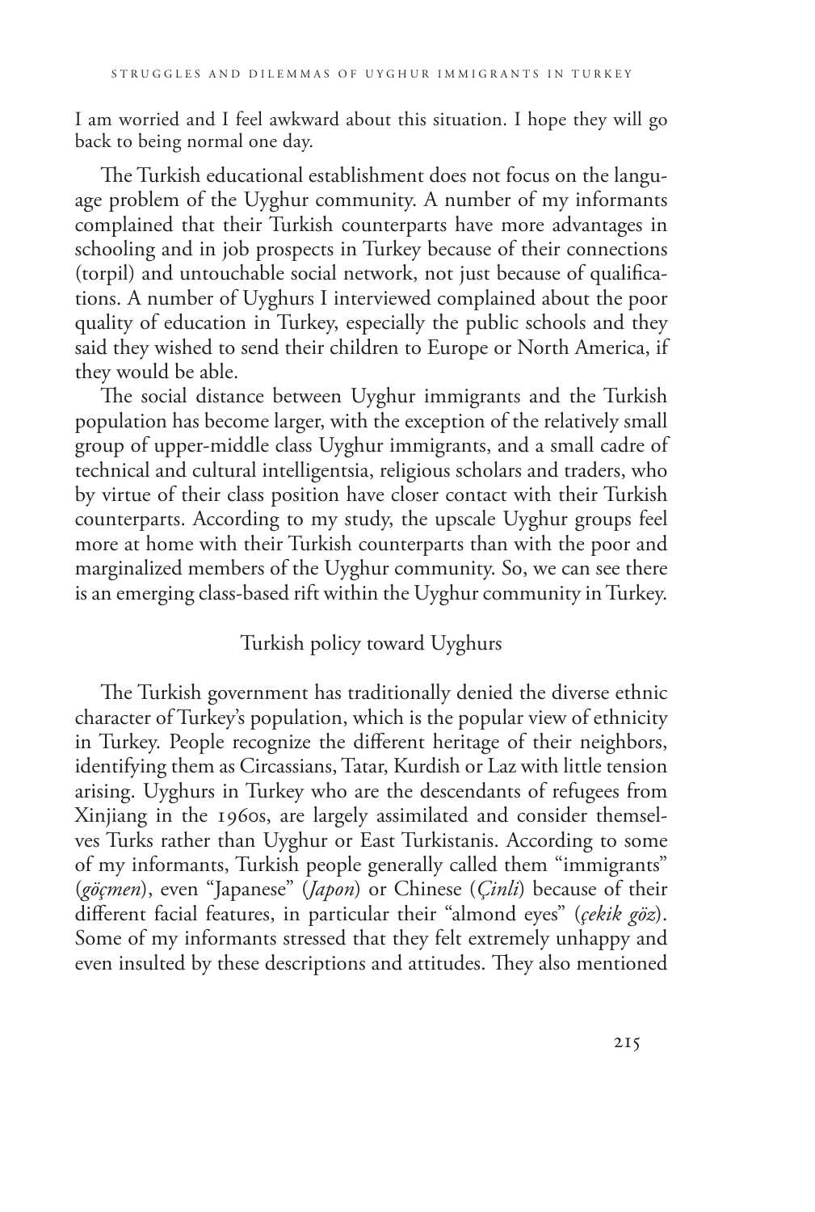I am worried and I feel awkward about this situation. I hope they will go back to being normal one day.

The Turkish educational establishment does not focus on the language problem of the Uyghur community. A number of my informants complained that their Turkish counterparts have more advantages in schooling and in job prospects in Turkey because of their connections (torpil) and untouchable social network, not just because of qualifications. A number of Uyghurs I interviewed complained about the poor quality of education in Turkey, especially the public schools and they said they wished to send their children to Europe or North America, if they would be able.

The social distance between Uyghur immigrants and the Turkish population has become larger, with the exception of the relatively small group of upper-middle class Uyghur immigrants, and a small cadre of technical and cultural intelligentsia, religious scholars and traders, who by virtue of their class position have closer contact with their Turkish counterparts. According to my study, the upscale Uyghur groups feel more at home with their Turkish counterparts than with the poor and marginalized members of the Uyghur community. So, we can see there is an emerging class-based rift within the Uyghur community in Turkey.

## Turkish policy toward Uyghurs

The Turkish government has traditionally denied the diverse ethnic character of Turkey's population, which is the popular view of ethnicity in Turkey. People recognize the different heritage of their neighbors, identifying them as Circassians, Tatar, Kurdish or Laz with little tension arising. Uyghurs in Turkey who are the descendants of refugees from Xinjiang in the 1960s, are largely assimilated and consider themselves Turks rather than Uyghur or East Turkistanis. According to some of my informants, Turkish people generally called them "immigrants" (*göçmen*), even "Japanese" (*Japon*) or Chinese (*Çinli*) because of their different facial features, in particular their "almond eyes" (*çekik göz*). Some of my informants stressed that they felt extremely unhappy and even insulted by these descriptions and attitudes. They also mentioned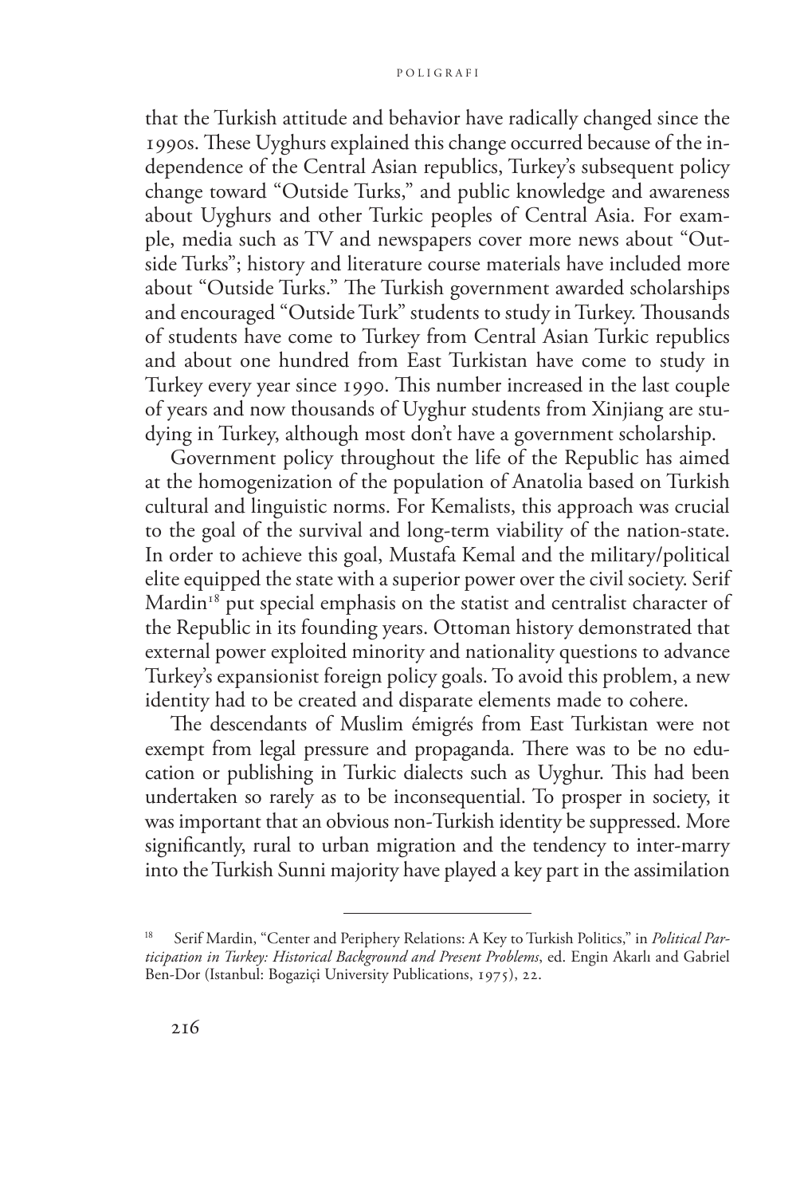that the Turkish attitude and behavior have radically changed since the 1990s. These Uyghurs explained this change occurred because of the independence of the Central Asian republics, Turkey's subsequent policy change toward "Outside Turks," and public knowledge and awareness about Uyghurs and other Turkic peoples of Central Asia. For example, media such as TV and newspapers cover more news about "Outside Turks"; history and literature course materials have included more about "Outside Turks." The Turkish government awarded scholarships and encouraged "Outside Turk" students to study in Turkey. Thousands of students have come to Turkey from Central Asian Turkic republics and about one hundred from East Turkistan have come to study in Turkey every year since 1990. This number increased in the last couple of years and now thousands of Uyghur students from Xinjiang are studying in Turkey, although most don't have a government scholarship.

Government policy throughout the life of the Republic has aimed at the homogenization of the population of Anatolia based on Turkish cultural and linguistic norms. For Kemalists, this approach was crucial to the goal of the survival and long-term viability of the nation-state. In order to achieve this goal, Mustafa Kemal and the military/political elite equipped the state with a superior power over the civil society. Serif Mardin[18] put special emphasis on the statist and centralist character of the Republic in its founding years. Ottoman history demonstrated that external power exploited minority and nationality questions to advance Turkey's expansionist foreign policy goals. To avoid this problem, a new identity had to be created and disparate elements made to cohere.

The descendants of Muslim émigrés from East Turkistan were not exempt from legal pressure and propaganda. There was to be no education or publishing in Turkic dialects such as Uyghur. This had been undertaken so rarely as to be inconsequential. To prosper in society, it was important that an obvious non-Turkish identity be suppressed. More significantly, rural to urban migration and the tendency to inter-marry into the Turkish Sunni majority have played a key part in the assimilation

---

[18] Serif Mardin, "Center and Periphery Relations: A Key to Turkish Politics," in *Political Participation in Turkey: Historical Background and Present Problems*, ed. Engin Akarlı and Gabriel Ben-Dor (Istanbul: Bogaziçi University Publications, 1975), 22.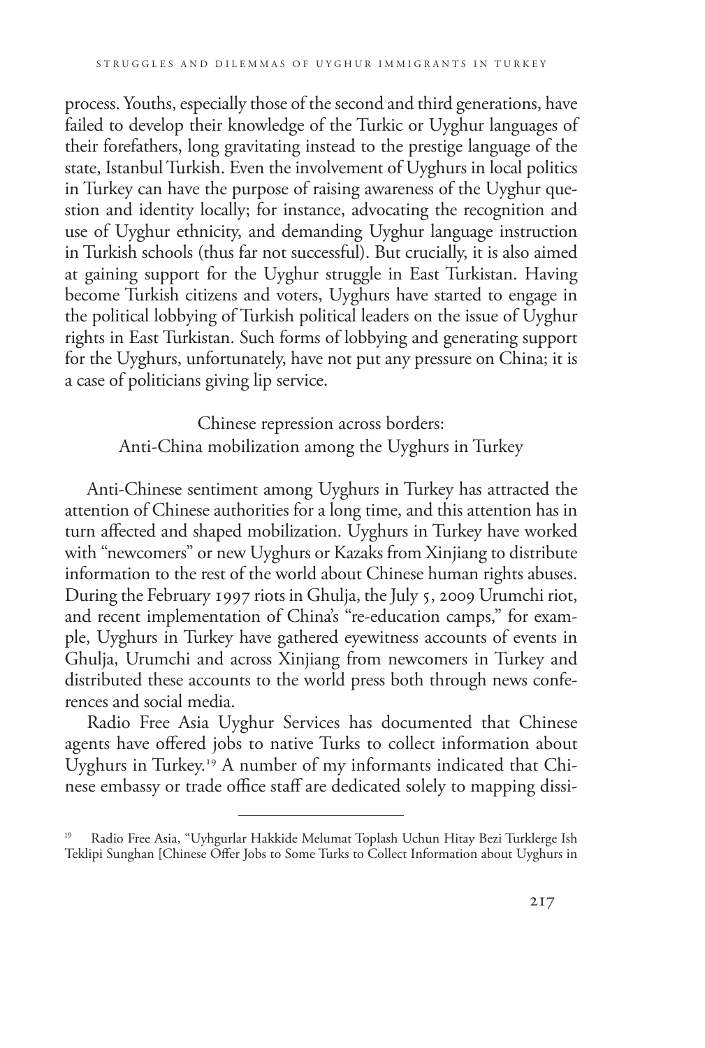process. Youths, especially those of the second and third generations, have failed to develop their knowledge of the Turkic or Uyghur languages of their forefathers, long gravitating instead to the prestige language of the state, Istanbul Turkish. Even the involvement of Uyghurs in local politics in Turkey can have the purpose of raising awareness of the Uyghur question and identity locally; for instance, advocating the recognition and use of Uyghur ethnicity, and demanding Uyghur language instruction in Turkish schools (thus far not successful). But crucially, it is also aimed at gaining support for the Uyghur struggle in East Turkistan. Having become Turkish citizens and voters, Uyghurs have started to engage in the political lobbying of Turkish political leaders on the issue of Uyghur rights in East Turkistan. Such forms of lobbying and generating support for the Uyghurs, unfortunately, have not put any pressure on China; it is a case of politicians giving lip service.

## Chinese repression across borders: Anti-China mobilization among the Uyghurs in Turkey

Anti-Chinese sentiment among Uyghurs in Turkey has attracted the attention of Chinese authorities for a long time, and this attention has in turn affected and shaped mobilization. Uyghurs in Turkey have worked with "newcomers" or new Uyghurs or Kazaks from Xinjiang to distribute information to the rest of the world about Chinese human rights abuses. During the February 1997 riots in Ghulja, the July 5, 2009 Urumchi riot, and recent implementation of China's "re-education camps," for example, Uyghurs in Turkey have gathered eyewitness accounts of events in Ghulja, Urumchi and across Xinjiang from newcomers in Turkey and distributed these accounts to the world press both through news conferences and social media.

Radio Free Asia Uyghur Services has documented that Chinese agents have offered jobs to native Turks to collect information about Uyghurs in Turkey.[19] A number of my informants indicated that Chinese embassy or trade office staff are dedicated solely to mapping dissi-

---

[19] Radio Free Asia, "Uyhgurlar Hakkide Melumat Toplash Uchun Hitay Bezi Turklerge Ish Teklipi Sunghan [Chinese Offer Jobs to Some Turks to Collect Information about Uyghurs in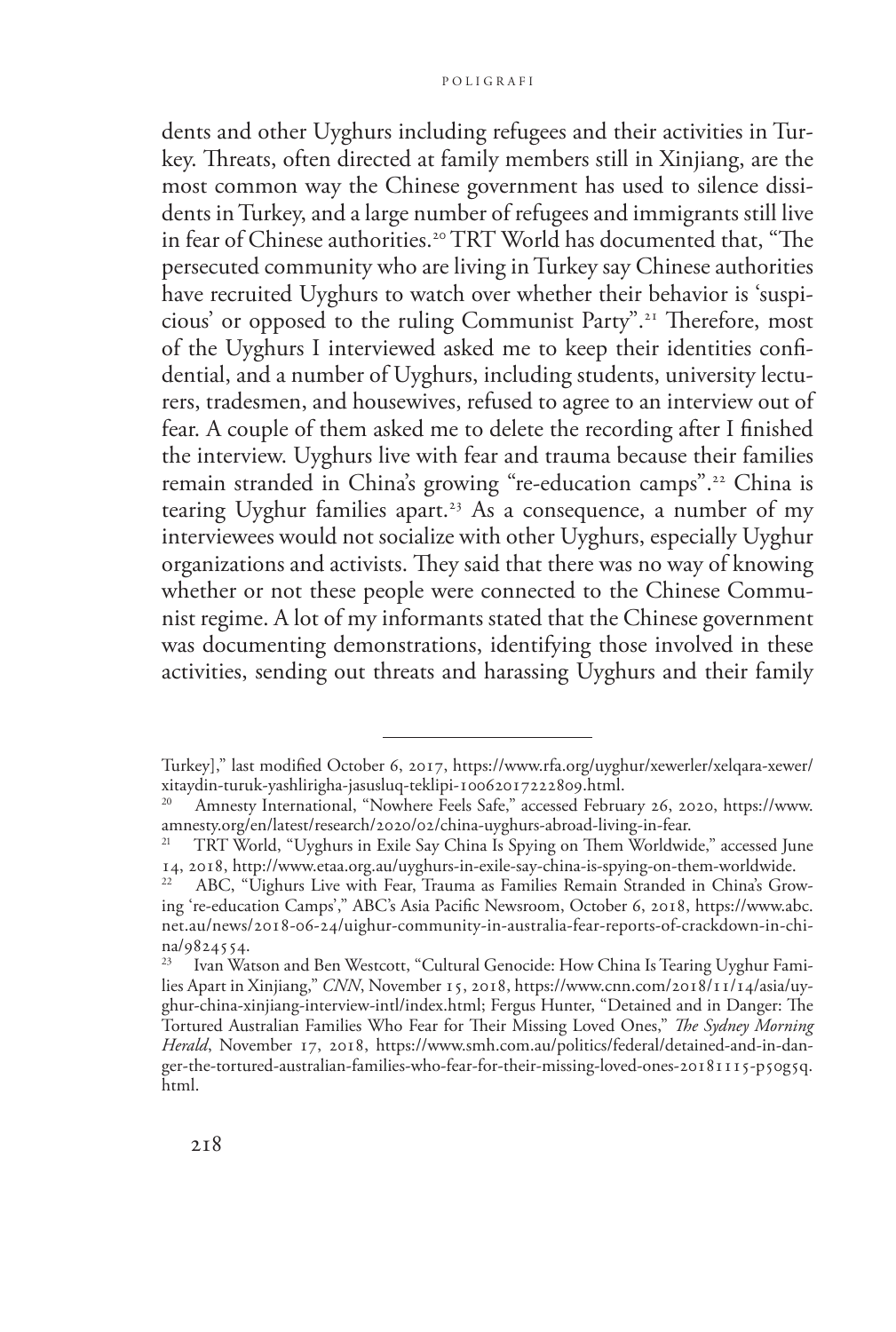dents and other Uyghurs including refugees and their activities in Turkey. Threats, often directed at family members still in Xinjiang, are the most common way the Chinese government has used to silence dissidents in Turkey, and a large number of refugees and immigrants still live in fear of Chinese authorities.[20] TRT World has documented that, "The persecuted community who are living in Turkey say Chinese authorities have recruited Uyghurs to watch over whether their behavior is 'suspicious' or opposed to the ruling Communist Party".[21] Therefore, most of the Uyghurs I interviewed asked me to keep their identities confidential, and a number of Uyghurs, including students, university lecturers, tradesmen, and housewives, refused to agree to an interview out of fear. A couple of them asked me to delete the recording after I finished the interview. Uyghurs live with fear and trauma because their families remain stranded in China's growing "re-education camps".[22] China is tearing Uyghur families apart.[23] As a consequence, a number of my interviewees would not socialize with other Uyghurs, especially Uyghur organizations and activists. They said that there was no way of knowing whether or not these people were connected to the Chinese Communist regime. A lot of my informants stated that the Chinese government was documenting demonstrations, identifying those involved in these activities, sending out threats and harassing Uyghurs and their family

---

Turkey]," last modified October 6, 2017, https://www.rfa.org/uyghur/xewerler/xelqara-xewer/xitaydin-turuk-yashlirigha-jasusluq-teklipi-10062017222809.html.

[20] Amnesty International, "Nowhere Feels Safe," accessed February 26, 2020, https://www.amnesty.org/en/latest/research/2020/02/china-uyghurs-abroad-living-in-fear.

[21] TRT World, "Uyghurs in Exile Say China Is Spying on Them Worldwide," accessed June 14, 2018, http://www.etaa.org.au/uyghurs-in-exile-say-china-is-spying-on-them-worldwide.

[22] ABC, "Uighurs Live with Fear, Trauma as Families Remain Stranded in China's Growing 're-education Camps'," ABC's Asia Pacific Newsroom, October 6, 2018, https://www.abc.net.au/news/2018-06-24/uighur-community-in-australia-fear-reports-of-crackdown-in-china/9824554.

[23] Ivan Watson and Ben Westcott, "Cultural Genocide: How China Is Tearing Uyghur Families Apart in Xinjiang," *CNN*, November 15, 2018, https://www.cnn.com/2018/11/14/asia/uyghur-china-xinjiang-interview-intl/index.html; Fergus Hunter, "Detained and in Danger: The Tortured Australian Families Who Fear for Their Missing Loved Ones," *The Sydney Morning Herald*, November 17, 2018, https://www.smh.com.au/politics/federal/detained-and-in-danger-the-tortured-australian-families-who-fear-for-their-missing-loved-ones-20181115-p50g5q.html.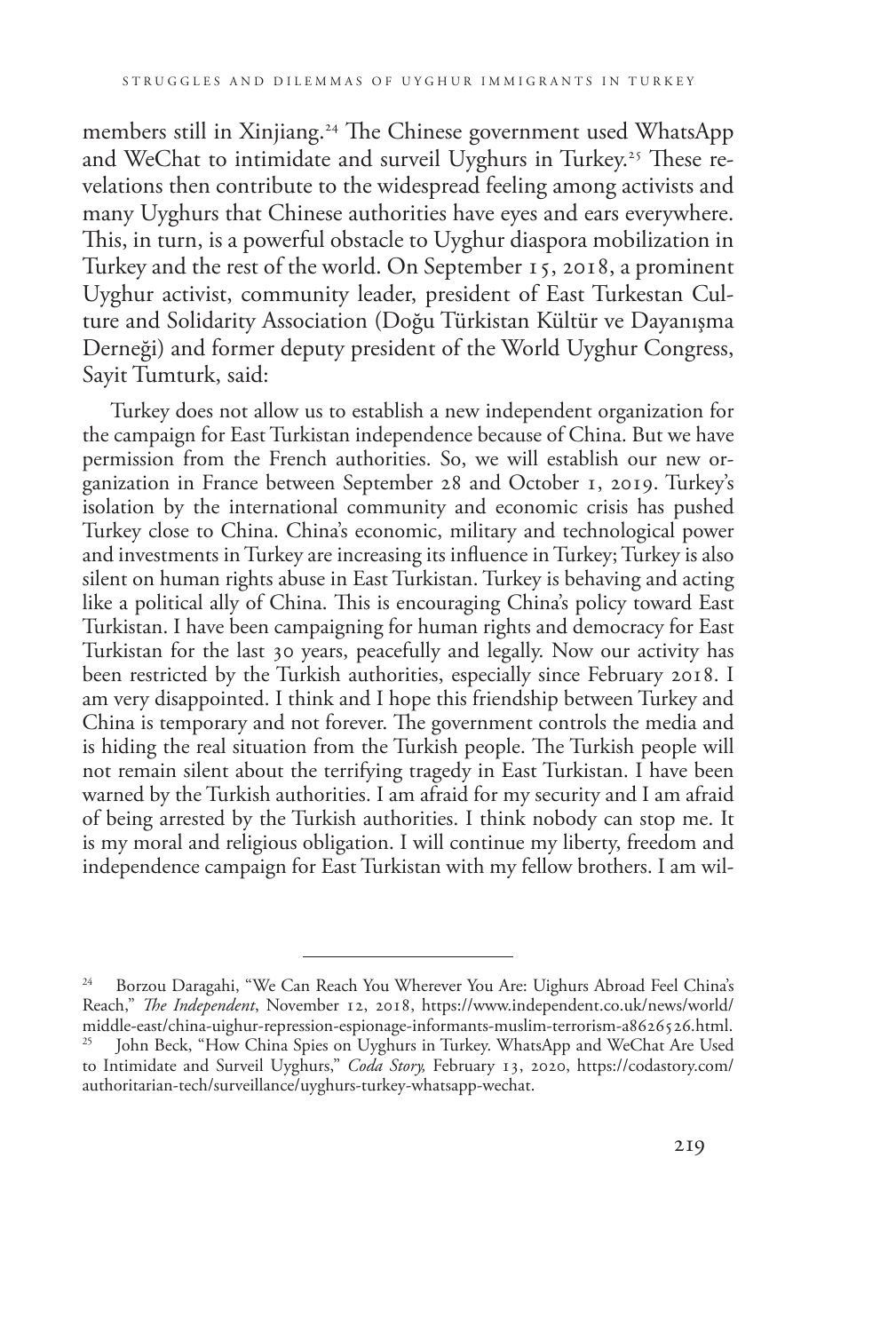members still in Xinjiang.[24] The Chinese government used WhatsApp and WeChat to intimidate and surveil Uyghurs in Turkey.[25] These revelations then contribute to the widespread feeling among activists and many Uyghurs that Chinese authorities have eyes and ears everywhere. This, in turn, is a powerful obstacle to Uyghur diaspora mobilization in Turkey and the rest of the world. On September 15, 2018, a prominent Uyghur activist, community leader, president of East Turkestan Culture and Solidarity Association (Doğu Türkistan Kültür ve Dayanışma Derneği) and former deputy president of the World Uyghur Congress, Sayit Tumturk, said:

> Turkey does not allow us to establish a new independent organization for the campaign for East Turkistan independence because of China. But we have permission from the French authorities. So, we will establish our new organization in France between September 28 and October 1, 2019. Turkey's isolation by the international community and economic crisis has pushed Turkey close to China. China's economic, military and technological power and investments in Turkey are increasing its influence in Turkey; Turkey is also silent on human rights abuse in East Turkistan. Turkey is behaving and acting like a political ally of China. This is encouraging China's policy toward East Turkistan. I have been campaigning for human rights and democracy for East Turkistan for the last 30 years, peacefully and legally. Now our activity has been restricted by the Turkish authorities, especially since February 2018. I am very disappointed. I think and I hope this friendship between Turkey and China is temporary and not forever. The government controls the media and is hiding the real situation from the Turkish people. The Turkish people will not remain silent about the terrifying tragedy in East Turkistan. I have been warned by the Turkish authorities. I am afraid for my security and I am afraid of being arrested by the Turkish authorities. I think nobody can stop me. It is my moral and religious obligation. I will continue my liberty, freedom and independence campaign for East Turkistan with my fellow brothers. I am wil-

---

[24] Borzou Daragahi, "We Can Reach You Wherever You Are: Uighurs Abroad Feel China's Reach," *The Independent*, November 12, 2018, https://www.independent.co.uk/news/world/middle-east/china-uighur-repression-espionage-informants-muslim-terrorism-a8626526.html.

[25] John Beck, "How China Spies on Uyghurs in Turkey. WhatsApp and WeChat Are Used to Intimidate and Surveil Uyghurs," *Coda Story,* February 13, 2020, https://codastory.com/authoritarian-tech/surveillance/uyghurs-turkey-whatsapp-wechat.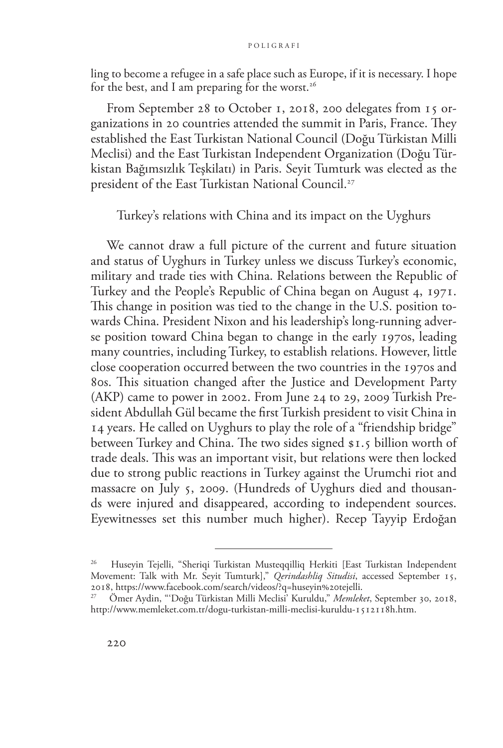ling to become a refugee in a safe place such as Europe, if it is necessary. I hope for the best, and I am preparing for the worst.[26]

From September 28 to October 1, 2018, 200 delegates from 15 organizations in 20 countries attended the summit in Paris, France. They established the East Turkistan National Council (Doğu Türkistan Milli Meclisi) and the East Turkistan Independent Organization (Doğu Türkistan Bağımsızlık Teşkilatı) in Paris. Seyit Tumturk was elected as the president of the East Turkistan National Council.[27]

## Turkey's relations with China and its impact on the Uyghurs

We cannot draw a full picture of the current and future situation and status of Uyghurs in Turkey unless we discuss Turkey's economic, military and trade ties with China. Relations between the Republic of Turkey and the People's Republic of China began on August 4, 1971. This change in position was tied to the change in the U.S. position towards China. President Nixon and his leadership's long-running adverse position toward China began to change in the early 1970s, leading many countries, including Turkey, to establish relations. However, little close cooperation occurred between the two countries in the 1970s and 80s. This situation changed after the Justice and Development Party (AKP) came to power in 2002. From June 24 to 29, 2009 Turkish President Abdullah Gül became the first Turkish president to visit China in 14 years. He called on Uyghurs to play the role of a "friendship bridge" between Turkey and China. The two sides signed $1.5 billion worth of trade deals. This was an important visit, but relations were then locked due to strong public reactions in Turkey against the Urumchi riot and massacre on July 5, 2009. (Hundreds of Uyghurs died and thousands were injured and disappeared, according to independent sources. Eyewitnesses set this number much higher). Recep Tayyip Erdoğan

---

[26] Huseyin Tejelli, "Sheriqi Turkistan Musteqqilliq Herkiti [East Turkistan Independent Movement: Talk with Mr. Seyit Tumturk]," *Qerindashliq Situdisi*, accessed September 15, 2018, https://www.facebook.com/search/videos/?q=huseyin%20tejelli.

[27] Ömer Aydin, "'Doğu Türkistan Milli Meclisi' Kuruldu," *Memleket*, September 30, 2018, http://www.memleket.com.tr/dogu-turkistan-milli-meclisi-kuruldu-1512118h.htm.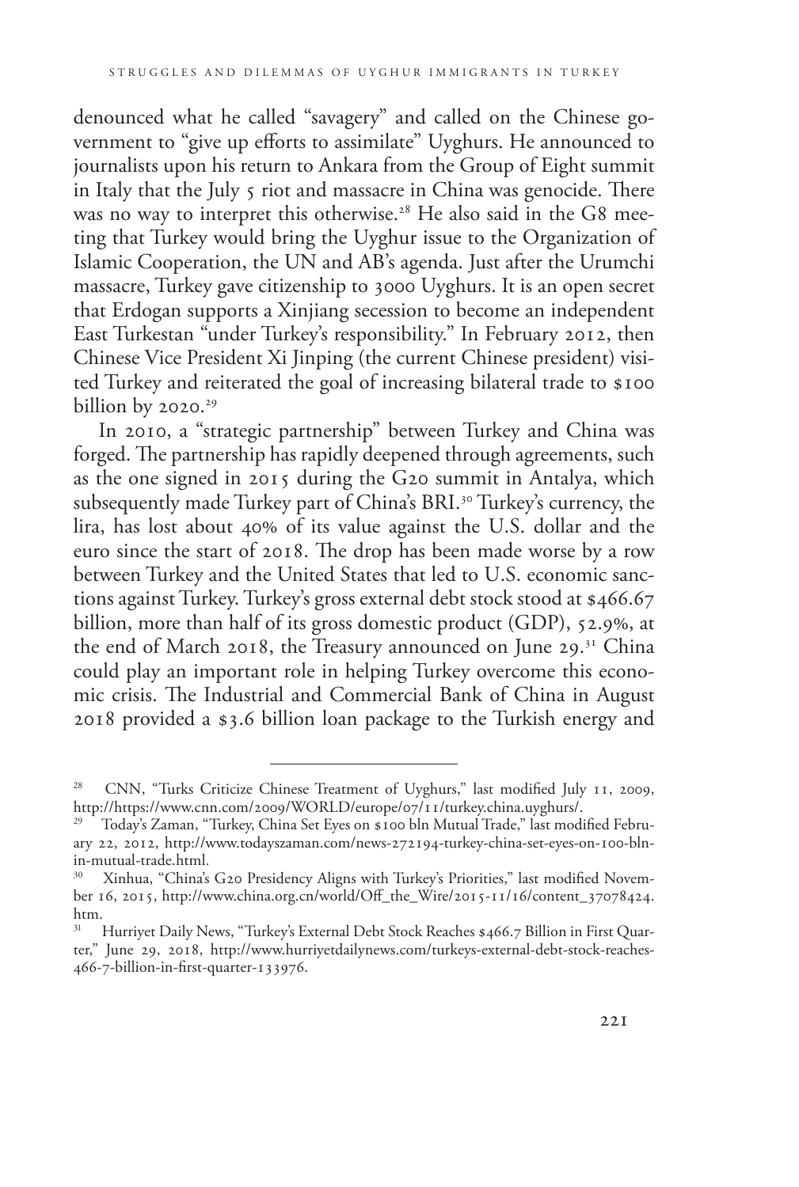denounced what he called "savagery" and called on the Chinese government to "give up efforts to assimilate" Uyghurs. He announced to journalists upon his return to Ankara from the Group of Eight summit in Italy that the July 5 riot and massacre in China was genocide. There was no way to interpret this otherwise.[28] He also said in the G8 meeting that Turkey would bring the Uyghur issue to the Organization of Islamic Cooperation, the UN and AB's agenda. Just after the Urumchi massacre, Turkey gave citizenship to 3000 Uyghurs. It is an open secret that Erdogan supports a Xinjiang secession to become an independent East Turkestan "under Turkey's responsibility." In February 2012, then Chinese Vice President Xi Jinping (the current Chinese president) visited Turkey and reiterated the goal of increasing bilateral trade to $100 billion by 2020.[29]

In 2010, a "strategic partnership" between Turkey and China was forged. The partnership has rapidly deepened through agreements, such as the one signed in 2015 during the G20 summit in Antalya, which subsequently made Turkey part of China's BRI.[30] Turkey's currency, the lira, has lost about 40% of its value against the U.S. dollar and the euro since the start of 2018. The drop has been made worse by a row between Turkey and the United States that led to U.S. economic sanctions against Turkey. Turkey's gross external debt stock stood at $466.67 billion, more than half of its gross domestic product (GDP), 52.9%, at the end of March 2018, the Treasury announced on June 29.[31] China could play an important role in helping Turkey overcome this economic crisis. The Industrial and Commercial Bank of China in August 2018 provided a $3.6 billion loan package to the Turkish energy and

---

[28] CNN, "Turks Criticize Chinese Treatment of Uyghurs," last modified July 11, 2009, http://https://www.cnn.com/2009/WORLD/europe/07/11/turkey.china.uyghurs/.

[29] Today's Zaman, "Turkey, China Set Eyes on $100 bln Mutual Trade," last modified February 22, 2012, http://www.todayszaman.com/news-272194-turkey-china-set-eyes-on-100-bln-in-mutual-trade.html.

[30] Xinhua, "China's G20 Presidency Aligns with Turkey's Priorities," last modified November 16, 2015, http://www.china.org.cn/world/Off_the_Wire/2015-11/16/content_37078424.htm.

[31] Hurriyet Daily News, "Turkey's External Debt Stock Reaches $466.7 Billion in First Quarter," June 29, 2018, http://www.hurriyetdailynews.com/turkeys-external-debt-stock-reaches-466-7-billion-in-first-quarter-133976.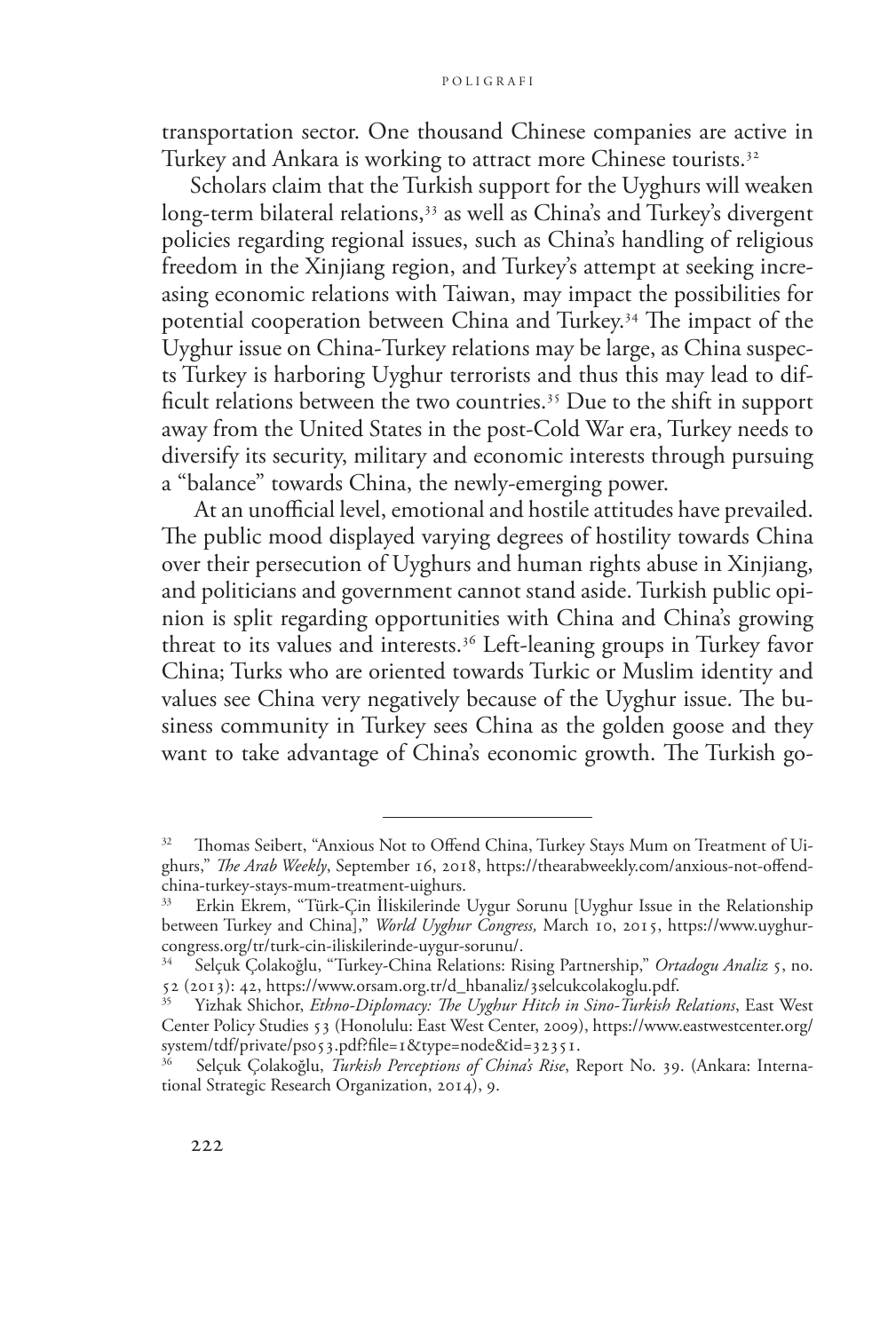transportation sector. One thousand Chinese companies are active in Turkey and Ankara is working to attract more Chinese tourists.[32]

Scholars claim that the Turkish support for the Uyghurs will weaken long-term bilateral relations,[33] as well as China's and Turkey's divergent policies regarding regional issues, such as China's handling of religious freedom in the Xinjiang region, and Turkey's attempt at seeking increasing economic relations with Taiwan, may impact the possibilities for potential cooperation between China and Turkey.[34] The impact of the Uyghur issue on China-Turkey relations may be large, as China suspects Turkey is harboring Uyghur terrorists and thus this may lead to difficult relations between the two countries.[35] Due to the shift in support away from the United States in the post-Cold War era, Turkey needs to diversify its security, military and economic interests through pursuing a "balance" towards China, the newly-emerging power.

At an unofficial level, emotional and hostile attitudes have prevailed. The public mood displayed varying degrees of hostility towards China over their persecution of Uyghurs and human rights abuse in Xinjiang, and politicians and government cannot stand aside. Turkish public opinion is split regarding opportunities with China and China's growing threat to its values and interests.[36] Left-leaning groups in Turkey favor China; Turks who are oriented towards Turkic or Muslim identity and values see China very negatively because of the Uyghur issue. The business community in Turkey sees China as the golden goose and they want to take advantage of China's economic growth. The Turkish go-

---

[32] Thomas Seibert, "Anxious Not to Offend China, Turkey Stays Mum on Treatment of Uighurs," *The Arab Weekly*, September 16, 2018, https://thearabweekly.com/anxious-not-offend-china-turkey-stays-mum-treatment-uighurs.

[33] Erkin Ekrem, "Türk-Çin İliskilerinde Uygur Sorunu [Uyghur Issue in the Relationship between Turkey and China]," *World Uyghur Congress,* March 10, 2015, https://www.uyghurcongress.org/tr/turk-cin-iliskilerinde-uygur-sorunu/.

[34] Selçuk Çolakoğlu, "Turkey-China Relations: Rising Partnership," *Ortadogu Analiz* 5, no. 52 (2013): 42, https://www.orsam.org.tr/d_hbanaliz/3selcukcolakoglu.pdf.

[35] Yizhak Shichor, *Ethno-Diplomacy: The Uyghur Hitch in Sino-Turkish Relations*, East West Center Policy Studies 53 (Honolulu: East West Center, 2009), https://www.eastwestcenter.org/system/tdf/private/ps053.pdf?file=1&type=node&id=32351.

[36] Selçuk Çolakoğlu, *Turkish Perceptions of China's Rise*, Report No. 39. (Ankara: International Strategic Research Organization, 2014), 9.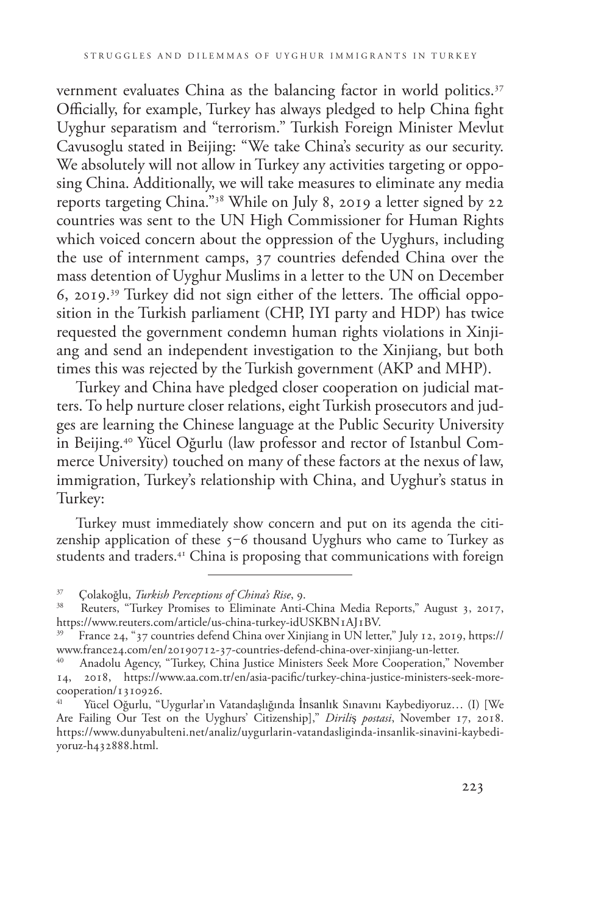vernment evaluates China as the balancing factor in world politics.[37] Officially, for example, Turkey has always pledged to help China fight Uyghur separatism and "terrorism." Turkish Foreign Minister Mevlut Cavusoglu stated in Beijing: "We take China's security as our security. We absolutely will not allow in Turkey any activities targeting or opposing China. Additionally, we will take measures to eliminate any media reports targeting China."[38] While on July 8, 2019 a letter signed by 22 countries was sent to the UN High Commissioner for Human Rights which voiced concern about the oppression of the Uyghurs, including the use of internment camps, 37 countries defended China over the mass detention of Uyghur Muslims in a letter to the UN on December 6, 2019.[39] Turkey did not sign either of the letters. The official opposition in the Turkish parliament (CHP, IYI party and HDP) has twice requested the government condemn human rights violations in Xinjiang and send an independent investigation to the Xinjiang, but both times this was rejected by the Turkish government (AKP and MHP).

Turkey and China have pledged closer cooperation on judicial matters. To help nurture closer relations, eight Turkish prosecutors and judges are learning the Chinese language at the Public Security University in Beijing.[40] Yücel Oğurlu (law professor and rector of Istanbul Commerce University) touched on many of these factors at the nexus of law, immigration, Turkey's relationship with China, and Uyghur's status in Turkey:

> Turkey must immediately show concern and put on its agenda the citizenship application of these 5–6 thousand Uyghurs who came to Turkey as students and traders.[41] China is proposing that communications with foreign

---

[37] Çolakoğlu, *Turkish Perceptions of China's Rise*, 9.

[38] Reuters, "Turkey Promises to Eliminate Anti-China Media Reports," August 3, 2017, https://www.reuters.com/article/us-china-turkey-idUSKBN1AJ1BV.

[39] France 24, "37 countries defend China over Xinjiang in UN letter," July 12, 2019, https://www.france24.com/en/20190712-37-countries-defend-china-over-xinjiang-un-letter.

[40] Anadolu Agency, "Turkey, China Justice Ministers Seek More Cooperation," November 14, 2018, https://www.aa.com.tr/en/asia-pacific/turkey-china-justice-ministers-seek-more-cooperation/1310926.

[41] Yücel Oğurlu, "Uygurlar'ın Vatandaşlığında İnsanlık Sınavını Kaybediyoruz… (I) [We Are Failing Our Test on the Uyghurs' Citizenship]," *Diriliş postasi*, November 17, 2018. https://www.dunyabulteni.net/analiz/uygurlarin-vatandasliginda-insanlik-sinavini-kaybediyoruz-h432888.html.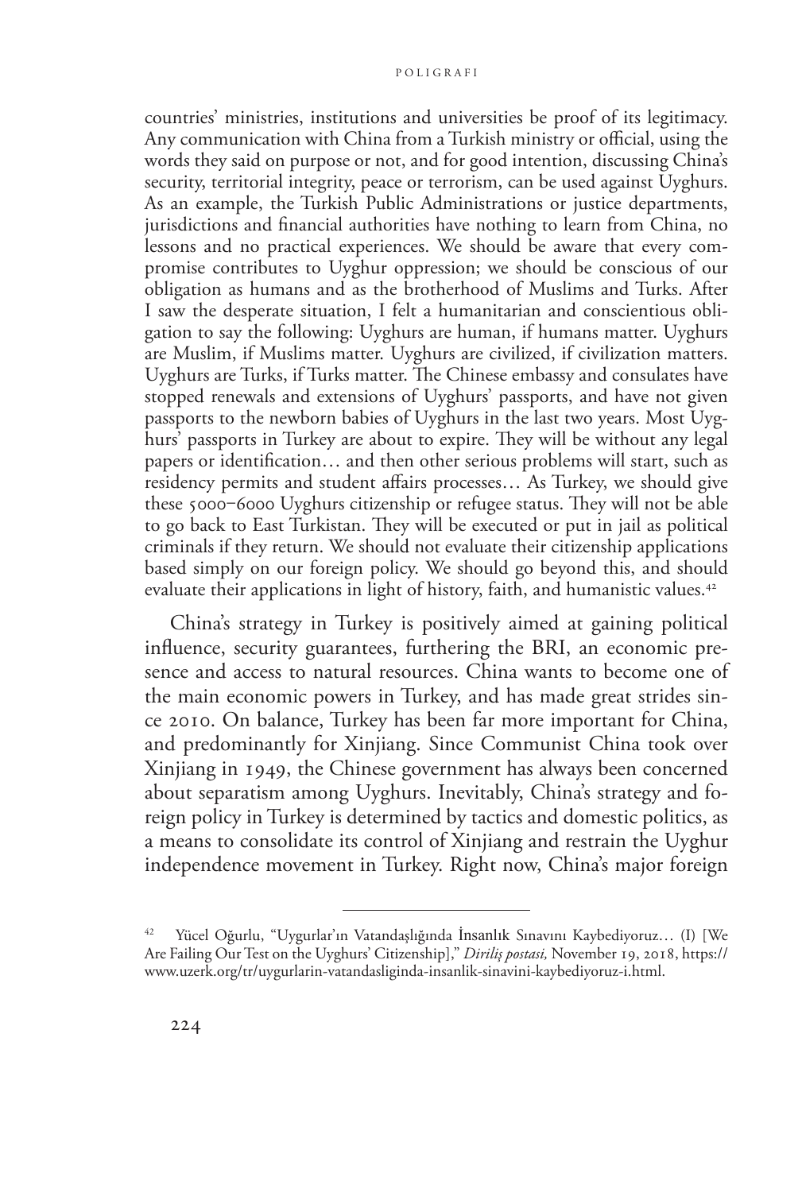countries' ministries, institutions and universities be proof of its legitimacy. Any communication with China from a Turkish ministry or official, using the words they said on purpose or not, and for good intention, discussing China's security, territorial integrity, peace or terrorism, can be used against Uyghurs. As an example, the Turkish Public Administrations or justice departments, jurisdictions and financial authorities have nothing to learn from China, no lessons and no practical experiences. We should be aware that every compromise contributes to Uyghur oppression; we should be conscious of our obligation as humans and as the brotherhood of Muslims and Turks. After I saw the desperate situation, I felt a humanitarian and conscientious obligation to say the following: Uyghurs are human, if humans matter. Uyghurs are Muslim, if Muslims matter. Uyghurs are civilized, if civilization matters. Uyghurs are Turks, if Turks matter. The Chinese embassy and consulates have stopped renewals and extensions of Uyghurs' passports, and have not given passports to the newborn babies of Uyghurs in the last two years. Most Uyghurs' passports in Turkey are about to expire. They will be without any legal papers or identification… and then other serious problems will start, such as residency permits and student affairs processes… As Turkey, we should give these 5000–6000 Uyghurs citizenship or refugee status. They will not be able to go back to East Turkistan. They will be executed or put in jail as political criminals if they return. We should not evaluate their citizenship applications based simply on our foreign policy. We should go beyond this, and should evaluate their applications in light of history, faith, and humanistic values.[42]

China's strategy in Turkey is positively aimed at gaining political influence, security guarantees, furthering the BRI, an economic presence and access to natural resources. China wants to become one of the main economic powers in Turkey, and has made great strides since 2010. On balance, Turkey has been far more important for China, and predominantly for Xinjiang. Since Communist China took over Xinjiang in 1949, the Chinese government has always been concerned about separatism among Uyghurs. Inevitably, China's strategy and foreign policy in Turkey is determined by tactics and domestic politics, as a means to consolidate its control of Xinjiang and restrain the Uyghur independence movement in Turkey. Right now, China's major foreign

---

[42] Yücel Oğurlu, "Uygurlar'ın Vatandaşlığında İnsanlık Sınavını Kaybediyoruz… (I) [We Are Failing Our Test on the Uyghurs' Citizenship]," *Diriliş postasi,* November 19, 2018, https://www.uzerk.org/tr/uygurlarin-vatandasliginda-insanlik-sinavini-kaybediyoruz-i.html.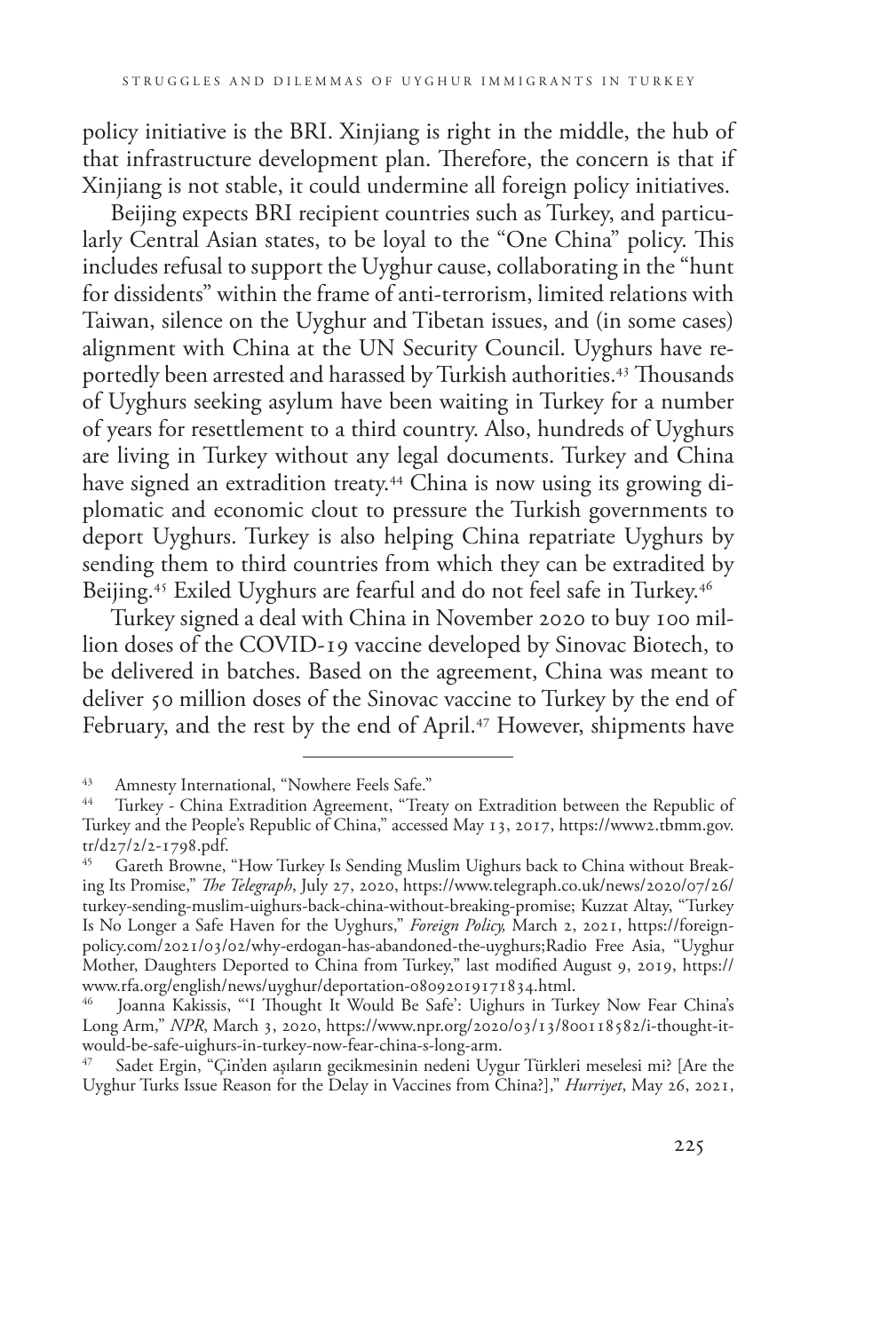policy initiative is the BRI. Xinjiang is right in the middle, the hub of that infrastructure development plan. Therefore, the concern is that if Xinjiang is not stable, it could undermine all foreign policy initiatives.

Beijing expects BRI recipient countries such as Turkey, and particularly Central Asian states, to be loyal to the "One China" policy. This includes refusal to support the Uyghur cause, collaborating in the "hunt for dissidents" within the frame of anti-terrorism, limited relations with Taiwan, silence on the Uyghur and Tibetan issues, and (in some cases) alignment with China at the UN Security Council. Uyghurs have reportedly been arrested and harassed by Turkish authorities.[43] Thousands of Uyghurs seeking asylum have been waiting in Turkey for a number of years for resettlement to a third country. Also, hundreds of Uyghurs are living in Turkey without any legal documents. Turkey and China have signed an extradition treaty.[44] China is now using its growing diplomatic and economic clout to pressure the Turkish governments to deport Uyghurs. Turkey is also helping China repatriate Uyghurs by sending them to third countries from which they can be extradited by Beijing.[45] Exiled Uyghurs are fearful and do not feel safe in Turkey.[46]

Turkey signed a deal with China in November 2020 to buy 100 million doses of the COVID-19 vaccine developed by Sinovac Biotech, to be delivered in batches. Based on the agreement, China was meant to deliver 50 million doses of the Sinovac vaccine to Turkey by the end of February, and the rest by the end of April.[47] However, shipments have

---

[43] Amnesty International, "Nowhere Feels Safe."

[44] Turkey - China Extradition Agreement, "Treaty on Extradition between the Republic of Turkey and the People's Republic of China," accessed May 13, 2017, https://www2.tbmm.gov.tr/d27/2/2-1798.pdf.

[45] Gareth Browne, "How Turkey Is Sending Muslim Uighurs back to China without Breaking Its Promise," *The Telegraph*, July 27, 2020, https://www.telegraph.co.uk/news/2020/07/26/turkey-sending-muslim-uighurs-back-china-without-breaking-promise; Kuzzat Altay, "Turkey Is No Longer a Safe Haven for the Uyghurs," *Foreign Policy,* March 2, 2021, https://foreignpolicy.com/2021/03/02/why-erdogan-has-abandoned-the-uyghurs;Radio Free Asia, "Uyghur Mother, Daughters Deported to China from Turkey," last modified August 9, 2019, https://www.rfa.org/english/news/uyghur/deportation-08092019171834.html.

[46] Joanna Kakissis, "'I Thought It Would Be Safe': Uighurs in Turkey Now Fear China's Long Arm," *NPR*, March 3, 2020, https://www.npr.org/2020/03/13/800118582/i-thought-it-would-be-safe-uighurs-in-turkey-now-fear-china-s-long-arm.

[47] Sadet Ergin, "Çin'den aşıların gecikmesinin nedeni Uygur Türkleri meselesi mi? [Are the Uyghur Turks Issue Reason for the Delay in Vaccines from China?]," *Hurriyet*, May 26, 2021,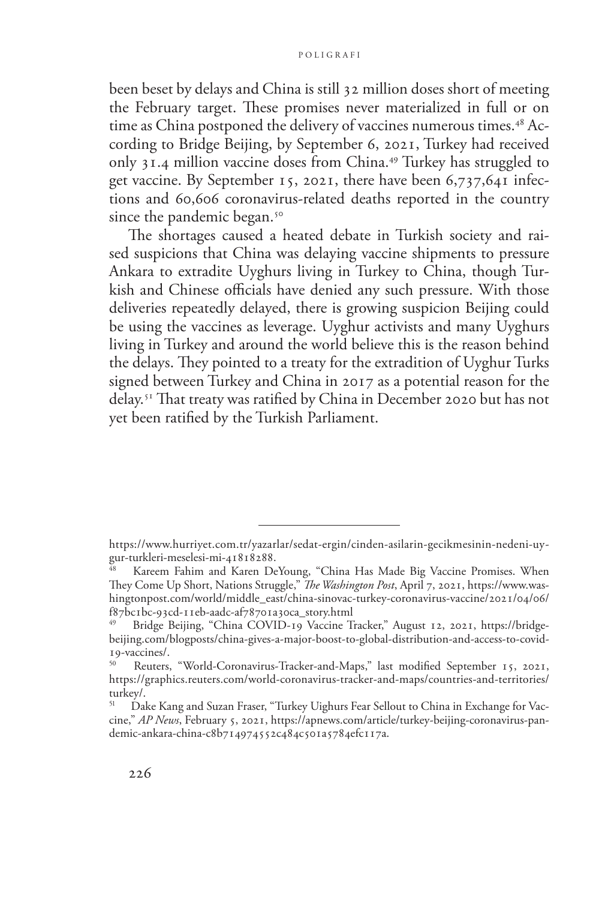been beset by delays and China is still 32 million doses short of meeting the February target. These promises never materialized in full or on time as China postponed the delivery of vaccines numerous times.[48] According to Bridge Beijing, by September 6, 2021, Turkey had received only 31.4 million vaccine doses from China.[49] Turkey has struggled to get vaccine. By September 15, 2021, there have been 6,737,641 infections and 60,606 coronavirus-related deaths reported in the country since the pandemic began.[50]

The shortages caused a heated debate in Turkish society and raised suspicions that China was delaying vaccine shipments to pressure Ankara to extradite Uyghurs living in Turkey to China, though Turkish and Chinese officials have denied any such pressure. With those deliveries repeatedly delayed, there is growing suspicion Beijing could be using the vaccines as leverage. Uyghur activists and many Uyghurs living in Turkey and around the world believe this is the reason behind the delays. They pointed to a treaty for the extradition of Uyghur Turks signed between Turkey and China in 2017 as a potential reason for the delay.[51] That treaty was ratified by China in December 2020 but has not yet been ratified by the Turkish Parliament.

---

https://www.hurriyet.com.tr/yazarlar/sedat-ergin/cinden-asilarin-gecikmesinin-nedeni-uygur-turkleri-meselesi-mi-41818288.

[48] Kareem Fahim and Karen DeYoung, "China Has Made Big Vaccine Promises. When They Come Up Short, Nations Struggle," *The Washington Post*, April 7, 2021, https://www.washingtonpost.com/world/middle_east/china-sinovac-turkey-coronavirus-vaccine/2021/04/06/f87bc1bc-93cd-11eb-aadc-af78701a30ca_story.html

[49] Bridge Beijing, "China COVID-19 Vaccine Tracker," August 12, 2021, https://bridgebeijing.com/blogposts/china-gives-a-major-boost-to-global-distribution-and-access-to-covid-19-vaccines/.

[50] Reuters, "World-Coronavirus-Tracker-and-Maps," last modified September 15, 2021, https://graphics.reuters.com/world-coronavirus-tracker-and-maps/countries-and-territories/turkey/.

[51] Dake Kang and Suzan Fraser, "Turkey Uighurs Fear Sellout to China in Exchange for Vaccine," *AP News*, February 5, 2021, https://apnews.com/article/turkey-beijing-coronavirus-pandemic-ankara-china-c8b714974552c484c501a5784efc117a.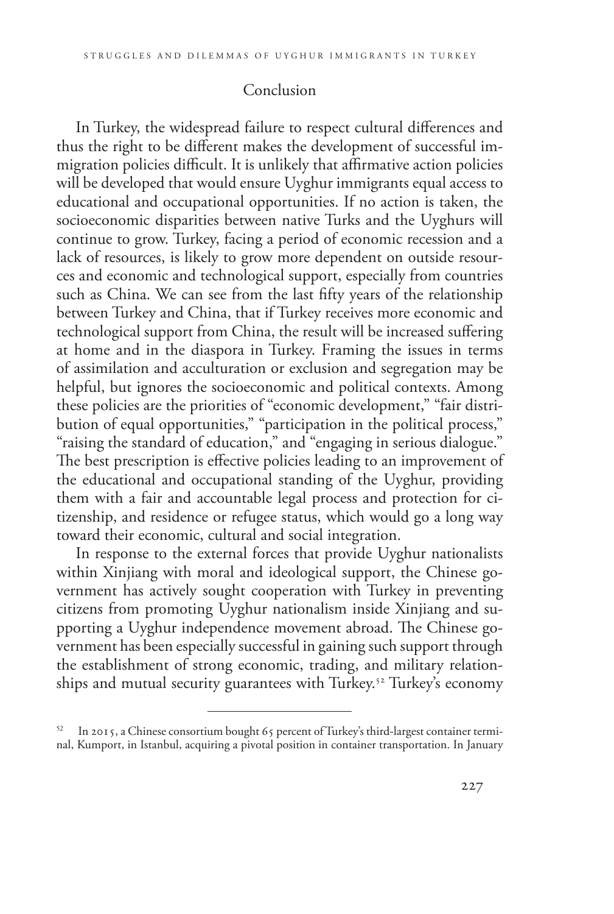## Conclusion

In Turkey, the widespread failure to respect cultural differences and thus the right to be different makes the development of successful immigration policies difficult. It is unlikely that affirmative action policies will be developed that would ensure Uyghur immigrants equal access to educational and occupational opportunities. If no action is taken, the socioeconomic disparities between native Turks and the Uyghurs will continue to grow. Turkey, facing a period of economic recession and a lack of resources, is likely to grow more dependent on outside resources and economic and technological support, especially from countries such as China. We can see from the last fifty years of the relationship between Turkey and China, that if Turkey receives more economic and technological support from China, the result will be increased suffering at home and in the diaspora in Turkey. Framing the issues in terms of assimilation and acculturation or exclusion and segregation may be helpful, but ignores the socioeconomic and political contexts. Among these policies are the priorities of "economic development," "fair distribution of equal opportunities," "participation in the political process," "raising the standard of education," and "engaging in serious dialogue." The best prescription is effective policies leading to an improvement of the educational and occupational standing of the Uyghur, providing them with a fair and accountable legal process and protection for citizenship, and residence or refugee status, which would go a long way toward their economic, cultural and social integration.

In response to the external forces that provide Uyghur nationalists within Xinjiang with moral and ideological support, the Chinese government has actively sought cooperation with Turkey in preventing citizens from promoting Uyghur nationalism inside Xinjiang and supporting a Uyghur independence movement abroad. The Chinese government has been especially successful in gaining such support through the establishment of strong economic, trading, and military relationships and mutual security guarantees with Turkey.[52] Turkey's economy

---

[52] In 2015, a Chinese consortium bought 65 percent of Turkey's third-largest container terminal, Kumport, in Istanbul, acquiring a pivotal position in container transportation. In January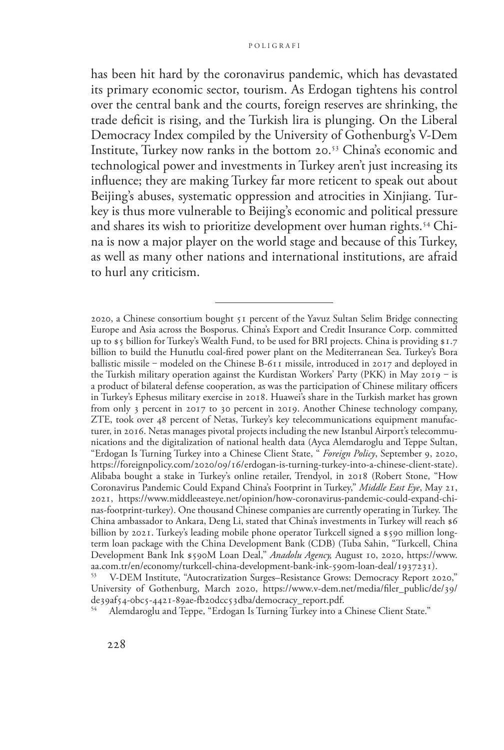has been hit hard by the coronavirus pandemic, which has devastated its primary economic sector, tourism. As Erdogan tightens his control over the central bank and the courts, foreign reserves are shrinking, the trade deficit is rising, and the Turkish lira is plunging. On the Liberal Democracy Index compiled by the University of Gothenburg's V-Dem Institute, Turkey now ranks in the bottom 20.[53] China's economic and technological power and investments in Turkey aren't just increasing its influence; they are making Turkey far more reticent to speak out about Beijing's abuses, systematic oppression and atrocities in Xinjiang. Turkey is thus more vulnerable to Beijing's economic and political pressure and shares its wish to prioritize development over human rights.[54] China is now a major player on the world stage and because of this Turkey, as well as many other nations and international institutions, are afraid to hurl any criticism.

---

2020, a Chinese consortium bought 51 percent of the Yavuz Sultan Selim Bridge connecting Europe and Asia across the Bosporus. China's Export and Credit Insurance Corp. committed up to $5 billion for Turkey's Wealth Fund, to be used for BRI projects. China is providing $1.7 billion to build the Hunutlu coal-fired power plant on the Mediterranean Sea. Turkey's Bora ballistic missile – modeled on the Chinese B-611 missile, introduced in 2017 and deployed in the Turkish military operation against the Kurdistan Workers' Party (PKK) in May 2019 – is a product of bilateral defense cooperation, as was the participation of Chinese military officers in Turkey's Ephesus military exercise in 2018. Huawei's share in the Turkish market has grown from only 3 percent in 2017 to 30 percent in 2019. Another Chinese technology company, ZTE, took over 48 percent of Netas, Turkey's key telecommunications equipment manufacturer, in 2016. Netas manages pivotal projects including the new Istanbul Airport's telecommunications and the digitalization of national health data (Ayca Alemdaroglu and Teppe Sultan, "Erdogan Is Turning Turkey into a Chinese Client State, " *Foreign Policy*, September 9, 2020, https://foreignpolicy.com/2020/09/16/erdogan-is-turning-turkey-into-a-chinese-client-state). Alibaba bought a stake in Turkey's online retailer, Trendyol, in 2018 (Robert Stone, "How Coronavirus Pandemic Could Expand China's Footprint in Turkey," *Middle East Eye*, May 21, 2021, https://www.middleeasteye.net/opinion/how-coronavirus-pandemic-could-expand-chinas-footprint-turkey). One thousand Chinese companies are currently operating in Turkey. The China ambassador to Ankara, Deng Li, stated that China's investments in Turkey will reach $6 billion by 2021. Turkey's leading mobile phone operator Turkcell signed a $590 million long-term loan package with the China Development Bank (CDB) (Tuba Sahin, "Turkcell, China Development Bank Ink $590M Loan Deal," *Anadolu Agency,* August 10, 2020, https://www.aa.com.tr/en/economy/turkcell-china-development-bank-ink-590m-loan-deal/1937231).

[53] V-DEM Institute, "Autocratization Surges–Resistance Grows: Democracy Report 2020," University of Gothenburg, March 2020, https://www.v-dem.net/media/filer_public/de/39/de39af54-0bc5-4421-89ae-fb20dcc53dba/democracy_report.pdf.

[54] Alemdaroglu and Teppe, "Erdogan Is Turning Turkey into a Chinese Client State."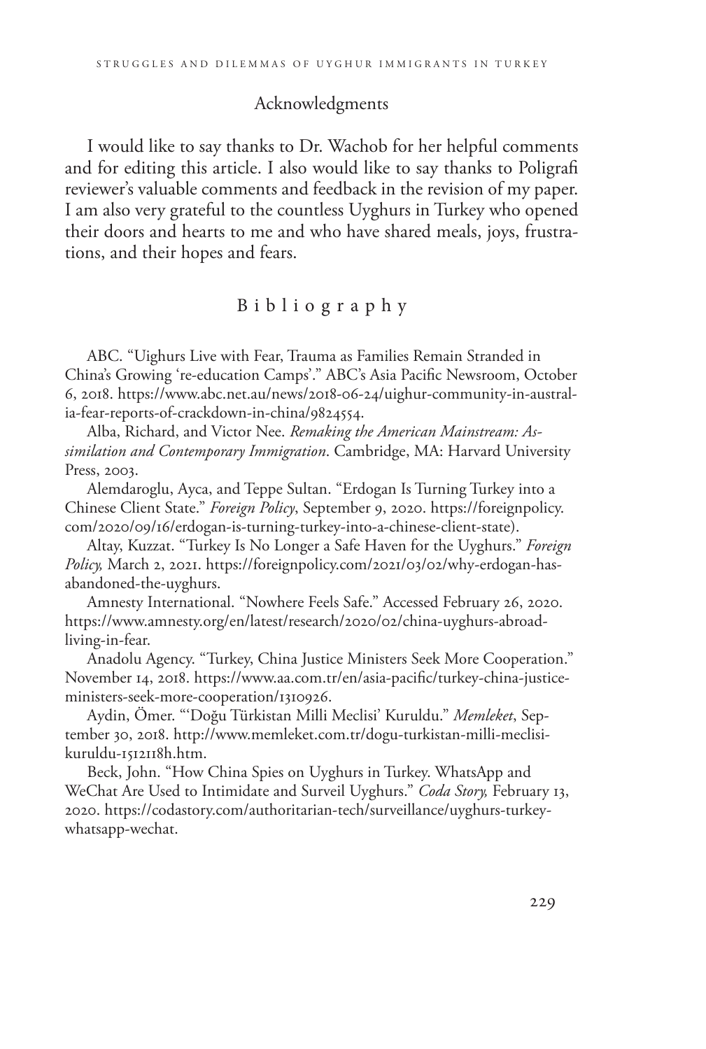## Acknowledgments

I would like to say thanks to Dr. Wachob for her helpful comments and for editing this article. I also would like to say thanks to Poligrafi reviewer's valuable comments and feedback in the revision of my paper. I am also very grateful to the countless Uyghurs in Turkey who opened their doors and hearts to me and who have shared meals, joys, frustrations, and their hopes and fears.

## Bibliography

ABC. "Uighurs Live with Fear, Trauma as Families Remain Stranded in China's Growing 're-education Camps'." ABC's Asia Pacific Newsroom, October 6, 2018. https://www.abc.net.au/news/2018-06-24/uighur-community-in-australia-fear-reports-of-crackdown-in-china/9824554.

Alba, Richard, and Victor Nee. *Remaking the American Mainstream: Assimilation and Contemporary Immigration*. Cambridge, MA: Harvard University Press, 2003.

Alemdaroglu, Ayca, and Teppe Sultan. "Erdogan Is Turning Turkey into a Chinese Client State." *Foreign Policy*, September 9, 2020. https://foreignpolicy.com/2020/09/16/erdogan-is-turning-turkey-into-a-chinese-client-state).

Altay, Kuzzat. "Turkey Is No Longer a Safe Haven for the Uyghurs." *Foreign Policy,* March 2, 2021. https://foreignpolicy.com/2021/03/02/why-erdogan-has-abandoned-the-uyghurs.

Amnesty International. "Nowhere Feels Safe." Accessed February 26, 2020. https://www.amnesty.org/en/latest/research/2020/02/china-uyghurs-abroad-living-in-fear.

Anadolu Agency. "Turkey, China Justice Ministers Seek More Cooperation." November 14, 2018. https://www.aa.com.tr/en/asia-pacific/turkey-china-justice-ministers-seek-more-cooperation/1310926.

Aydin, Ömer. "'Doğu Türkistan Milli Meclisi' Kuruldu." *Memleket*, September 30, 2018. http://www.memleket.com.tr/dogu-turkistan-milli-meclisi-kuruldu-1512118h.htm.

Beck, John. "How China Spies on Uyghurs in Turkey. WhatsApp and WeChat Are Used to Intimidate and Surveil Uyghurs." *Coda Story,* February 13, 2020. https://codastory.com/authoritarian-tech/surveillance/uyghurs-turkey-whatsapp-wechat.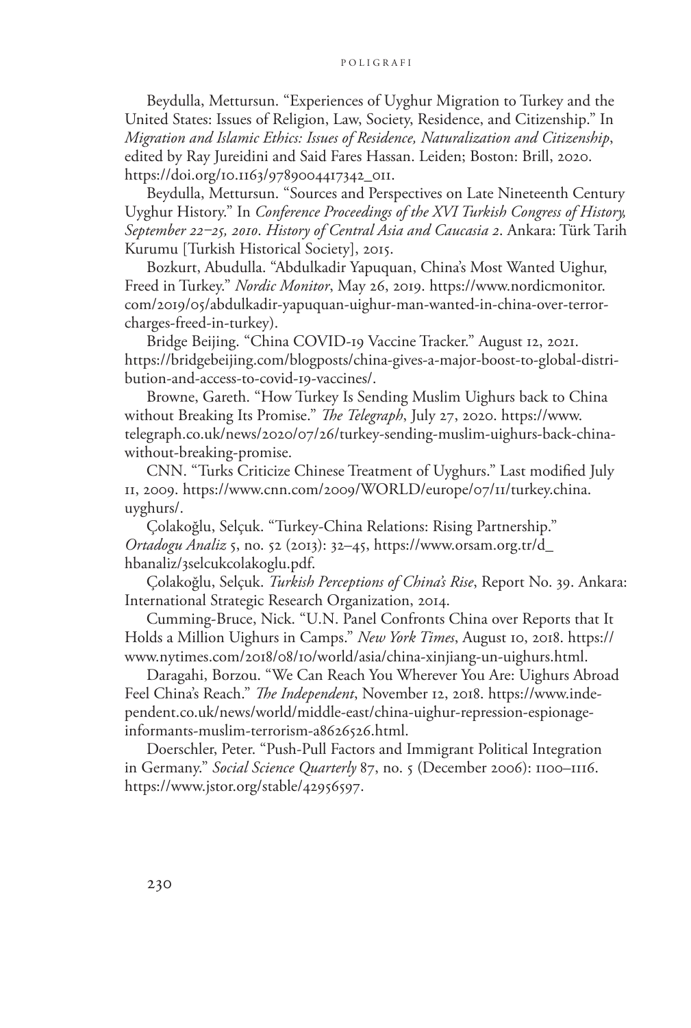Beydulla, Mettursun. "Experiences of Uyghur Migration to Turkey and the United States: Issues of Religion, Law, Society, Residence, and Citizenship." In *Migration and Islamic Ethics: Issues of Residence, Naturalization and Citizenship*, edited by Ray Jureidini and Said Fares Hassan. Leiden; Boston: Brill, 2020. https://doi.org/10.1163/9789004417342_011.

Beydulla, Mettursun. "Sources and Perspectives on Late Nineteenth Century Uyghur History." In *Conference Proceedings of the XVI Turkish Congress of History, September 22–25, 2010. History of Central Asia and Caucasia 2*. Ankara: Türk Tarih Kurumu [Turkish Historical Society], 2015.

Bozkurt, Abudulla. "Abdulkadir Yapuquan, China's Most Wanted Uighur, Freed in Turkey." *Nordic Monitor*, May 26, 2019. https://www.nordicmonitor.com/2019/05/abdulkadir-yapuquan-uighur-man-wanted-in-china-over-terror-charges-freed-in-turkey).

Bridge Beijing. "China COVID-19 Vaccine Tracker." August 12, 2021. https://bridgebeijing.com/blogposts/china-gives-a-major-boost-to-global-distribution-and-access-to-covid-19-vaccines/.

Browne, Gareth. "How Turkey Is Sending Muslim Uighurs back to China without Breaking Its Promise." *The Telegraph*, July 27, 2020. https://www.telegraph.co.uk/news/2020/07/26/turkey-sending-muslim-uighurs-back-china-without-breaking-promise.

CNN. "Turks Criticize Chinese Treatment of Uyghurs." Last modified July 11, 2009. https://www.cnn.com/2009/WORLD/europe/07/11/turkey.china.uyghurs/.

Çolakoğlu, Selçuk. "Turkey-China Relations: Rising Partnership." *Ortadogu Analiz* 5, no. 52 (2013): 32–45, https://www.orsam.org.tr/d_hbanaliz/3selcukcolakoglu.pdf.

Çolakoğlu, Selçuk. *Turkish Perceptions of China's Rise*, Report No. 39. Ankara: International Strategic Research Organization, 2014.

Cumming-Bruce, Nick. "U.N. Panel Confronts China over Reports that It Holds a Million Uighurs in Camps." *New York Times*, August 10, 2018. https://www.nytimes.com/2018/08/10/world/asia/china-xinjiang-un-uighurs.html.

Daragahi, Borzou. "We Can Reach You Wherever You Are: Uighurs Abroad Feel China's Reach." *The Independent*, November 12, 2018. https://www.independent.co.uk/news/world/middle-east/china-uighur-repression-espionage-informants-muslim-terrorism-a8626526.html.

Doerschler, Peter. "Push-Pull Factors and Immigrant Political Integration in Germany." *Social Science Quarterly* 87, no. 5 (December 2006): 1100–1116. https://www.jstor.org/stable/42956597.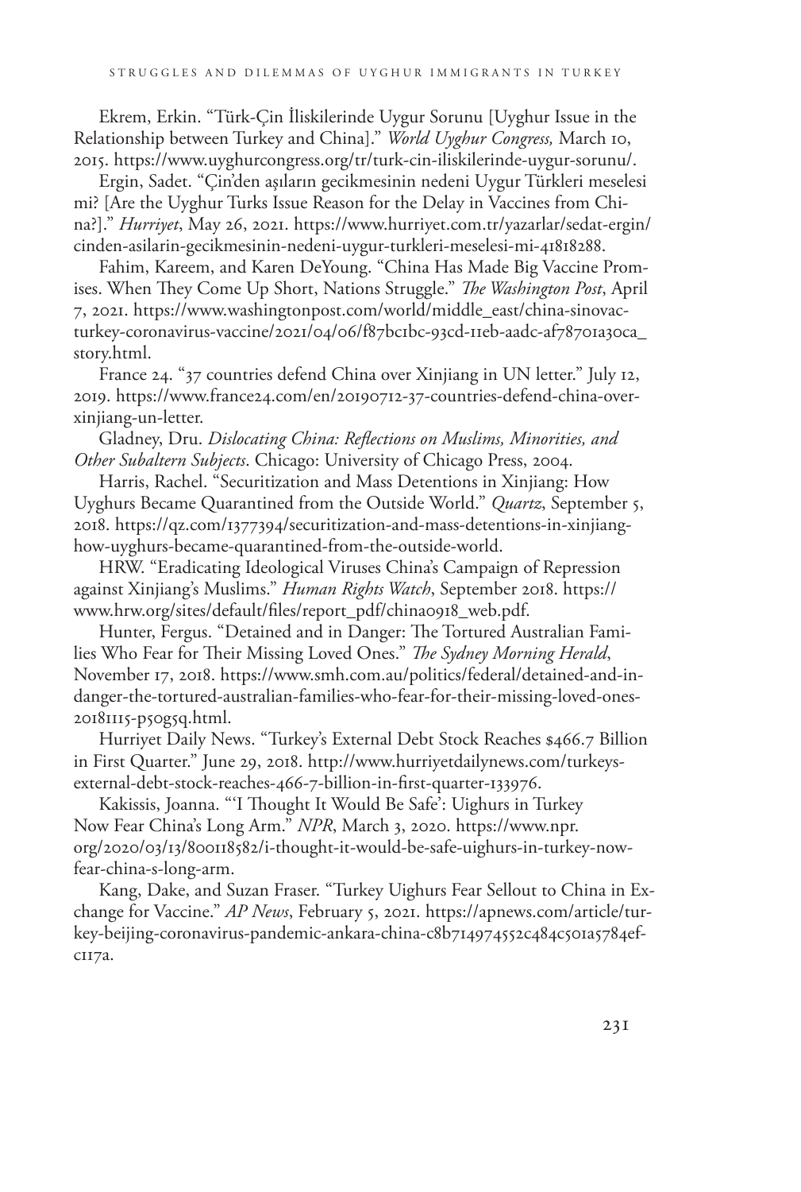Ekrem, Erkin. "Türk-Çin İliskilerinde Uygur Sorunu [Uyghur Issue in the Relationship between Turkey and China]." *World Uyghur Congress,* March 10, 2015. https://www.uyghurcongress.org/tr/turk-cin-iliskilerinde-uygur-sorunu/.

Ergin, Sadet. "Çin'den aşıların gecikmesinin nedeni Uygur Türkleri meselesi mi? [Are the Uyghur Turks Issue Reason for the Delay in Vaccines from China?]." *Hurriyet*, May 26, 2021. https://www.hurriyet.com.tr/yazarlar/sedat-ergin/cinden-asilarin-gecikmesinin-nedeni-uygur-turkleri-meselesi-mi-41818288.

Fahim, Kareem, and Karen DeYoung. "China Has Made Big Vaccine Promises. When They Come Up Short, Nations Struggle." *The Washington Post*, April 7, 2021. https://www.washingtonpost.com/world/middle_east/china-sinovac-turkey-coronavirus-vaccine/2021/04/06/f87bc1bc-93cd-11eb-aadc-af78701a30ca_story.html.

France 24. "37 countries defend China over Xinjiang in UN letter." July 12, 2019. https://www.france24.com/en/20190712-37-countries-defend-china-over-xinjiang-un-letter.

Gladney, Dru. *Dislocating China: Reflections on Muslims, Minorities, and Other Subaltern Subjects*. Chicago: University of Chicago Press, 2004.

Harris, Rachel. "Securitization and Mass Detentions in Xinjiang: How Uyghurs Became Quarantined from the Outside World." *Quartz*, September 5, 2018. https://qz.com/1377394/securitization-and-mass-detentions-in-xinjiang-how-uyghurs-became-quarantined-from-the-outside-world.

HRW. "Eradicating Ideological Viruses China's Campaign of Repression against Xinjiang's Muslims." *Human Rights Watch*, September 2018. https://www.hrw.org/sites/default/files/report_pdf/china0918_web.pdf.

Hunter, Fergus. "Detained and in Danger: The Tortured Australian Families Who Fear for Their Missing Loved Ones." *The Sydney Morning Herald*, November 17, 2018. https://www.smh.com.au/politics/federal/detained-and-in-danger-the-tortured-australian-families-who-fear-for-their-missing-loved-ones-20181115-p50g5q.html.

Hurriyet Daily News. "Turkey's External Debt Stock Reaches $466.7 Billion in First Quarter." June 29, 2018. http://www.hurriyetdailynews.com/turkeys-external-debt-stock-reaches-466-7-billion-in-first-quarter-133976.

Kakissis, Joanna. "'I Thought It Would Be Safe': Uighurs in Turkey Now Fear China's Long Arm." *NPR*, March 3, 2020. https://www.npr.org/2020/03/13/800118582/i-thought-it-would-be-safe-uighurs-in-turkey-now-fear-china-s-long-arm.

Kang, Dake, and Suzan Fraser. "Turkey Uighurs Fear Sellout to China in Exchange for Vaccine." *AP News*, February 5, 2021. https://apnews.com/article/turkey-beijing-coronavirus-pandemic-ankara-china-c8b714974552c484c501a5784efc117a.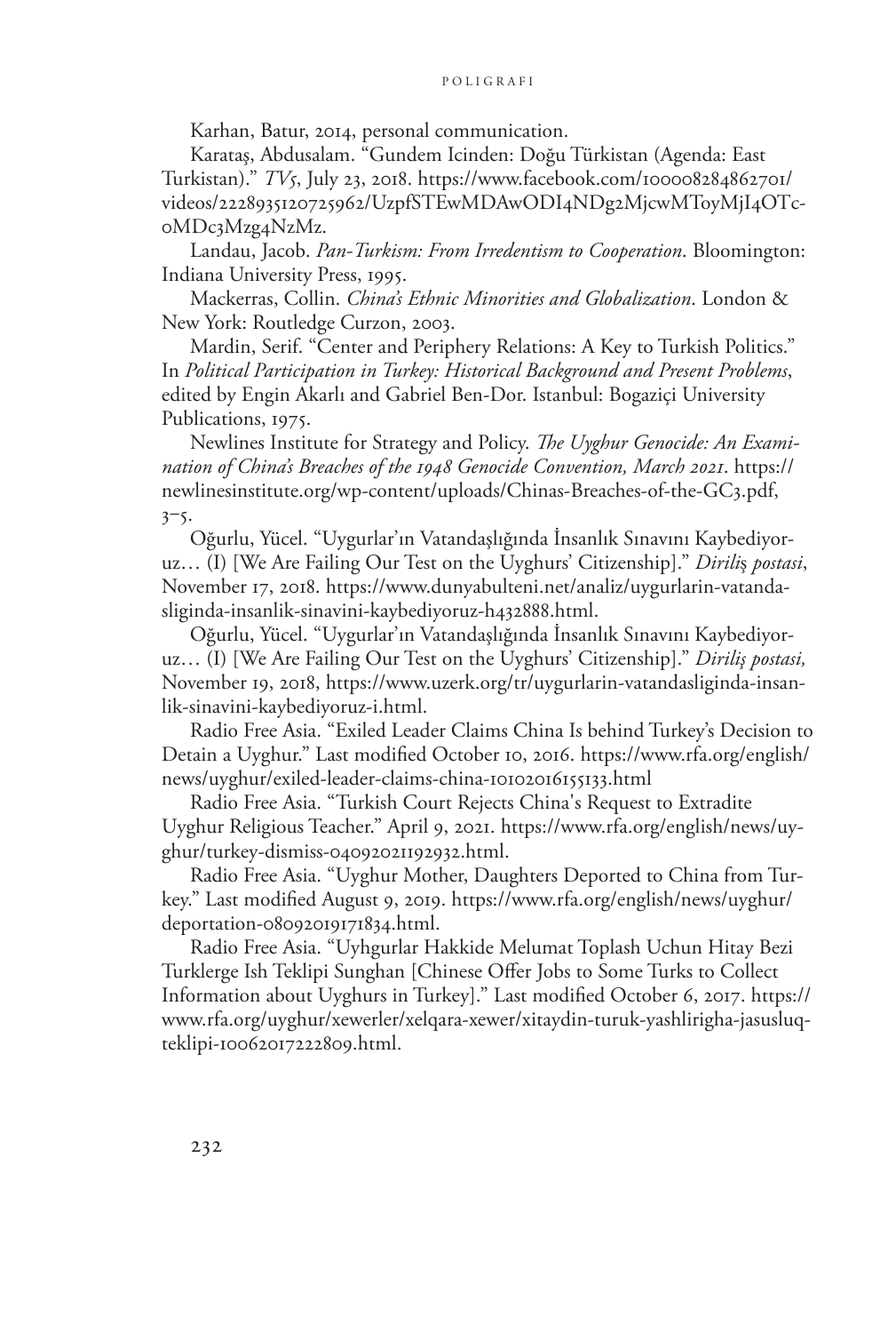Karhan, Batur, 2014, personal communication.

Karataş, Abdusalam. "Gundem Icinden: Doğu Türkistan (Agenda: East Turkistan)." *TV5*, July 23, 2018. https://www.facebook.com/100008284862701/videos/2228935120725962/UzpfSTEwMDAwODI4NDg2MjcwMToyMjI4OTc0MDc3Mzg4NzMz.

Landau, Jacob. *Pan-Turkism: From Irredentism to Cooperation*. Bloomington: Indiana University Press, 1995.

Mackerras, Collin. *China's Ethnic Minorities and Globalization*. London & New York: Routledge Curzon, 2003.

Mardin, Serif. "Center and Periphery Relations: A Key to Turkish Politics." In *Political Participation in Turkey: Historical Background and Present Problems*, edited by Engin Akarlı and Gabriel Ben-Dor. Istanbul: Bogaziçi University Publications, 1975.

Newlines Institute for Strategy and Policy. *The Uyghur Genocide: An Examination of China's Breaches of the 1948 Genocide Convention, March 2021*. https://newlinesinstitute.org/wp-content/uploads/Chinas-Breaches-of-the-GC3.pdf, 3–5.

Oğurlu, Yücel. "Uygurlar'ın Vatandaşlığında İnsanlık Sınavını Kaybediyoruz… (I) [We Are Failing Our Test on the Uyghurs' Citizenship]." *Diriliş postasi*, November 17, 2018. https://www.dunyabulteni.net/analiz/uygurlarin-vatandasliginda-insanlik-sinavini-kaybediyoruz-h432888.html.

Oğurlu, Yücel. "Uygurlar'ın Vatandaşlığında İnsanlık Sınavını Kaybediyoruz… (I) [We Are Failing Our Test on the Uyghurs' Citizenship]." *Diriliş postasi,* November 19, 2018, https://www.uzerk.org/tr/uygurlarin-vatandasliginda-insanlik-sinavini-kaybediyoruz-i.html.

Radio Free Asia. "Exiled Leader Claims China Is behind Turkey's Decision to Detain a Uyghur." Last modified October 10, 2016. https://www.rfa.org/english/news/uyghur/exiled-leader-claims-china-10102016155133.html

Radio Free Asia. "Turkish Court Rejects China's Request to Extradite Uyghur Religious Teacher." April 9, 2021. https://www.rfa.org/english/news/uyghur/turkey-dismiss-04092021192932.html.

Radio Free Asia. "Uyghur Mother, Daughters Deported to China from Turkey." Last modified August 9, 2019. https://www.rfa.org/english/news/uyghur/deportation-08092019171834.html.

Radio Free Asia. "Uyhgurlar Hakkide Melumat Toplash Uchun Hitay Bezi Turklerge Ish Teklipi Sunghan [Chinese Offer Jobs to Some Turks to Collect Information about Uyghurs in Turkey]." Last modified October 6, 2017. https://www.rfa.org/uyghur/xewerler/xelqara-xewer/xitaydin-turuk-yashlirigha-jasusluq-teklipi-10062017222809.html.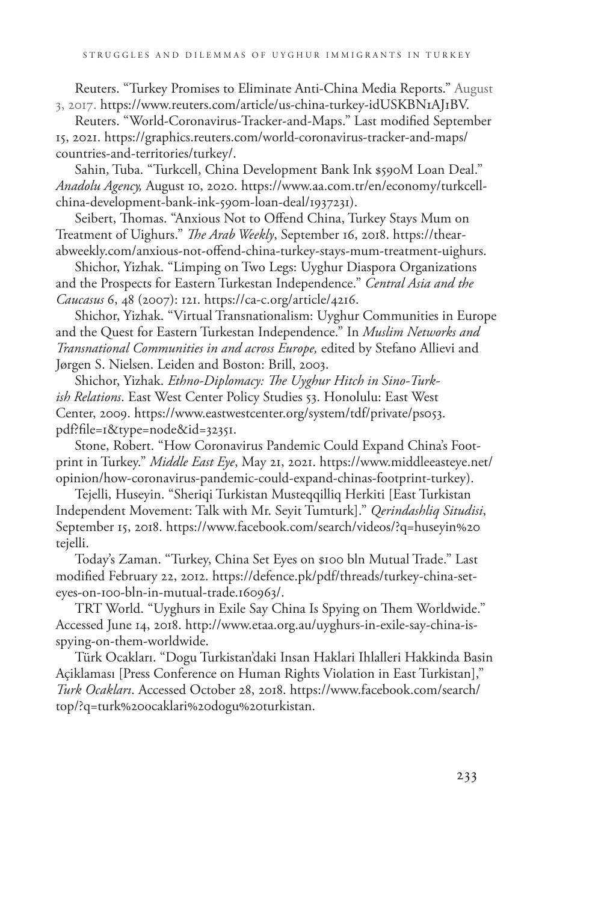Reuters. "Turkey Promises to Eliminate Anti-China Media Reports." August 3, 2017. https://www.reuters.com/article/us-china-turkey-idUSKBN1AJ1BV.

Reuters. "World-Coronavirus-Tracker-and-Maps." Last modified September 15, 2021. https://graphics.reuters.com/world-coronavirus-tracker-and-maps/countries-and-territories/turkey/.

Sahin, Tuba. "Turkcell, China Development Bank Ink $590M Loan Deal." *Anadolu Agency,* August 10, 2020. https://www.aa.com.tr/en/economy/turkcell-china-development-bank-ink-590m-loan-deal/1937231).

Seibert, Thomas. "Anxious Not to Offend China, Turkey Stays Mum on Treatment of Uighurs." *The Arab Weekly*, September 16, 2018. https://thearabweekly.com/anxious-not-offend-china-turkey-stays-mum-treatment-uighurs.

Shichor, Yizhak. "Limping on Two Legs: Uyghur Diaspora Organizations and the Prospects for Eastern Turkestan Independence." *Central Asia and the Caucasus* 6, 48 (2007): 121. https://ca-c.org/article/4216.

Shichor, Yizhak. "Virtual Transnationalism: Uyghur Communities in Europe and the Quest for Eastern Turkestan Independence." In *Muslim Networks and Transnational Communities in and across Europe,* edited by Stefano Allievi and Jørgen S. Nielsen. Leiden and Boston: Brill, 2003.

Shichor, Yizhak. *Ethno-Diplomacy: The Uyghur Hitch in Sino-Turkish Relations*. East West Center Policy Studies 53. Honolulu: East West Center, 2009. https://www.eastwestcenter.org/system/tdf/private/ps053.pdf?file=1&type=node&id=32351.

Stone, Robert. "How Coronavirus Pandemic Could Expand China's Footprint in Turkey." *Middle East Eye*, May 21, 2021. https://www.middleeasteye.net/opinion/how-coronavirus-pandemic-could-expand-chinas-footprint-turkey).

Tejelli, Huseyin. "Sheriqi Turkistan Musteqqilliq Herkiti [East Turkistan Independent Movement: Talk with Mr. Seyit Tumturk]." *Qerindashliq Situdisi*, September 15, 2018. https://www.facebook.com/search/videos/?q=huseyin%20tejelli.

Today's Zaman. "Turkey, China Set Eyes on $100 bln Mutual Trade." Last modified February 22, 2012. https://defence.pk/pdf/threads/turkey-china-set-eyes-on-100-bln-in-mutual-trade.160963/.

TRT World. "Uyghurs in Exile Say China Is Spying on Them Worldwide." Accessed June 14, 2018. http://www.etaa.org.au/uyghurs-in-exile-say-china-is-spying-on-them-worldwide.

Türk Ocakları. "Dogu Turkistan'daki Insan Haklari Ihlalleri Hakkinda Basin Açiklaması [Press Conference on Human Rights Violation in East Turkistan]," *Turk Ocakları*. Accessed October 28, 2018. https://www.facebook.com/search/top/?q=turk%20ocaklari%20dogu%20turkistan.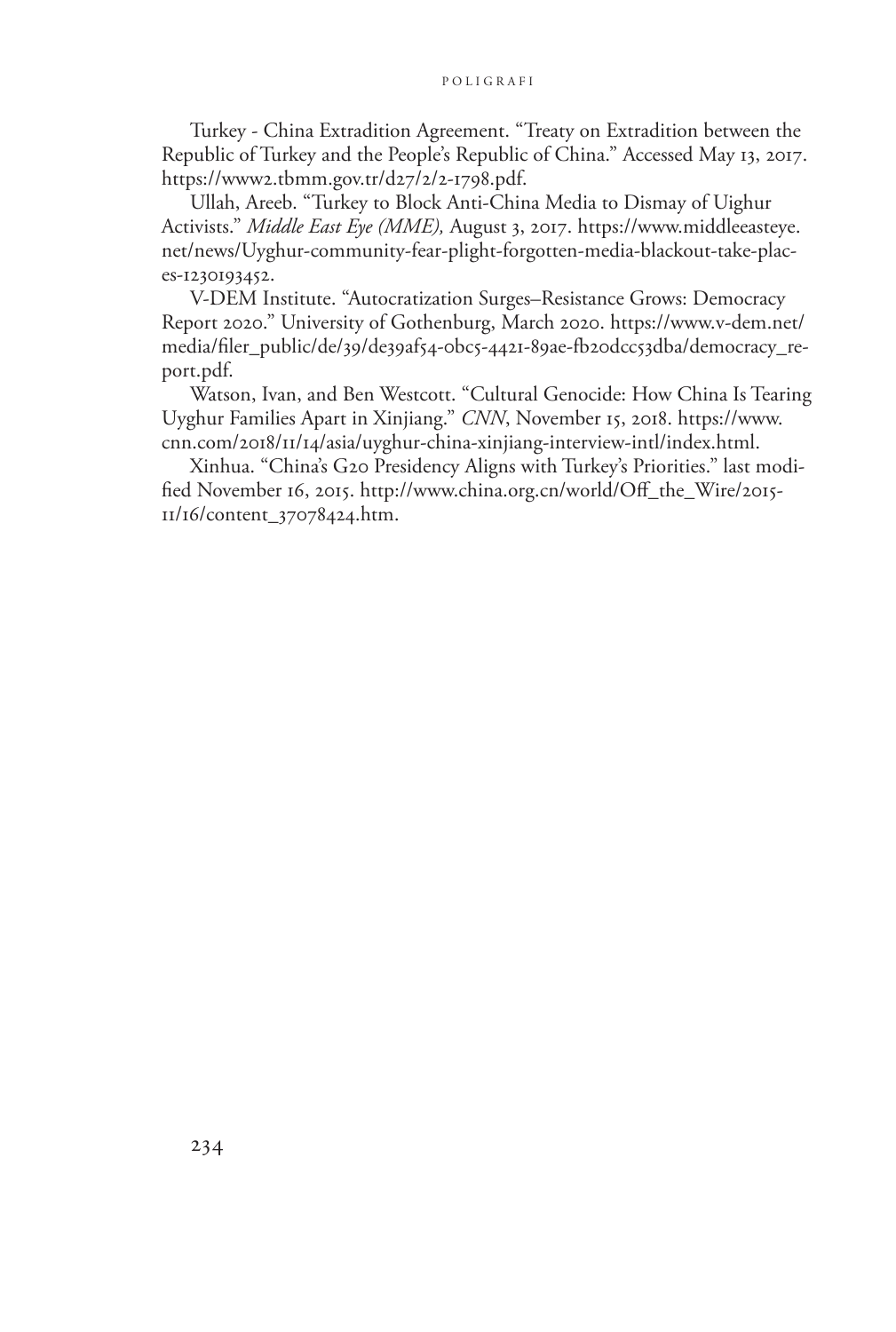Turkey - China Extradition Agreement. "Treaty on Extradition between the Republic of Turkey and the People's Republic of China." Accessed May 13, 2017. https://www2.tbmm.gov.tr/d27/2/2-1798.pdf.

Ullah, Areeb. "Turkey to Block Anti-China Media to Dismay of Uighur Activists." *Middle East Eye (MME),* August 3, 2017. https://www.middleeasteye.net/news/Uyghur-community-fear-plight-forgotten-media-blackout-take-places-1230193452.

V-DEM Institute. "Autocratization Surges–Resistance Grows: Democracy Report 2020." University of Gothenburg, March 2020. https://www.v-dem.net/media/filer_public/de/39/de39af54-0bc5-4421-89ae-fb20dcc53dba/democracy_report.pdf.

Watson, Ivan, and Ben Westcott. "Cultural Genocide: How China Is Tearing Uyghur Families Apart in Xinjiang." *CNN*, November 15, 2018. https://www.cnn.com/2018/11/14/asia/uyghur-china-xinjiang-interview-intl/index.html.

Xinhua. "China's G20 Presidency Aligns with Turkey's Priorities." last modified November 16, 2015. http://www.china.org.cn/world/Off_the_Wire/2015-11/16/content_37078424.htm.